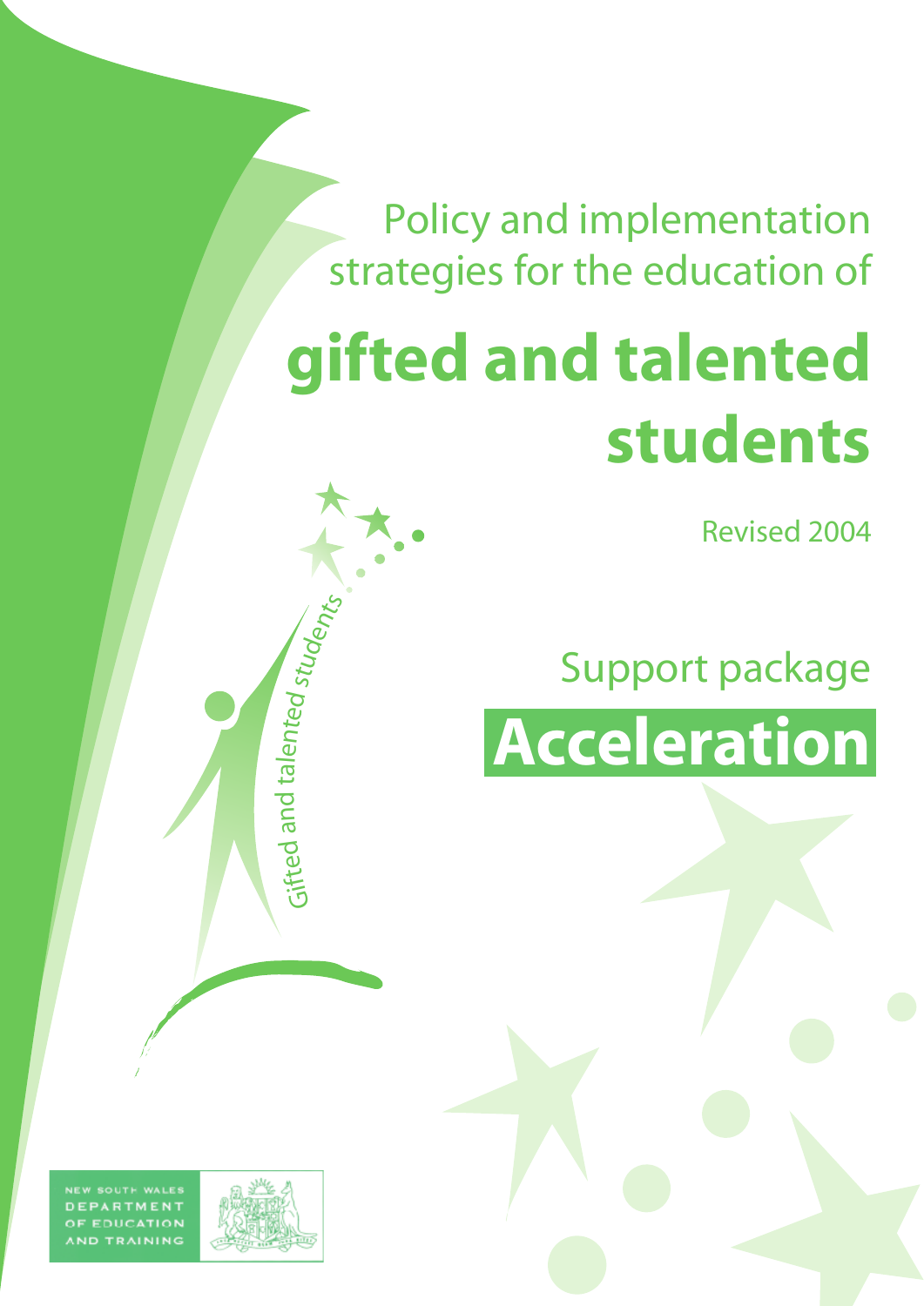Policy and implementation strategies for the education of

# gifted and talented students

Revised 2004

## Support package

# Acceleration

Gifted and talented students

NEW SOUTH WALES DEPARTMENT OF EDUCATION AND TRAINING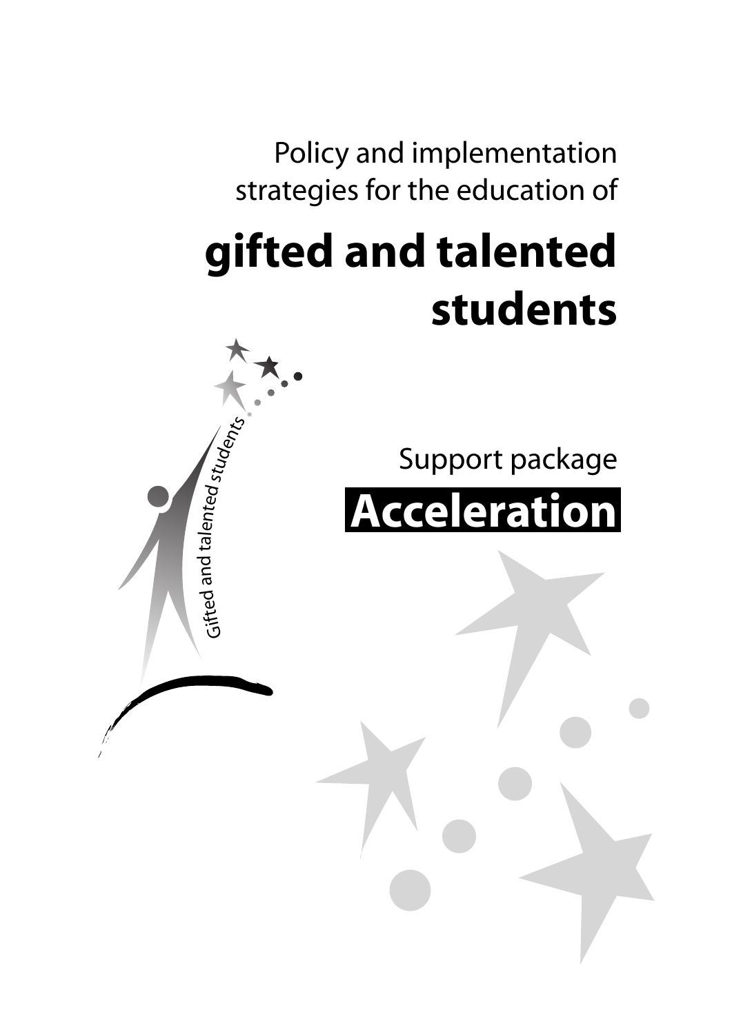Policy and implementation strategies for the education of

# gifted and talented students

Gifted and talented students

Support package

# Acceleration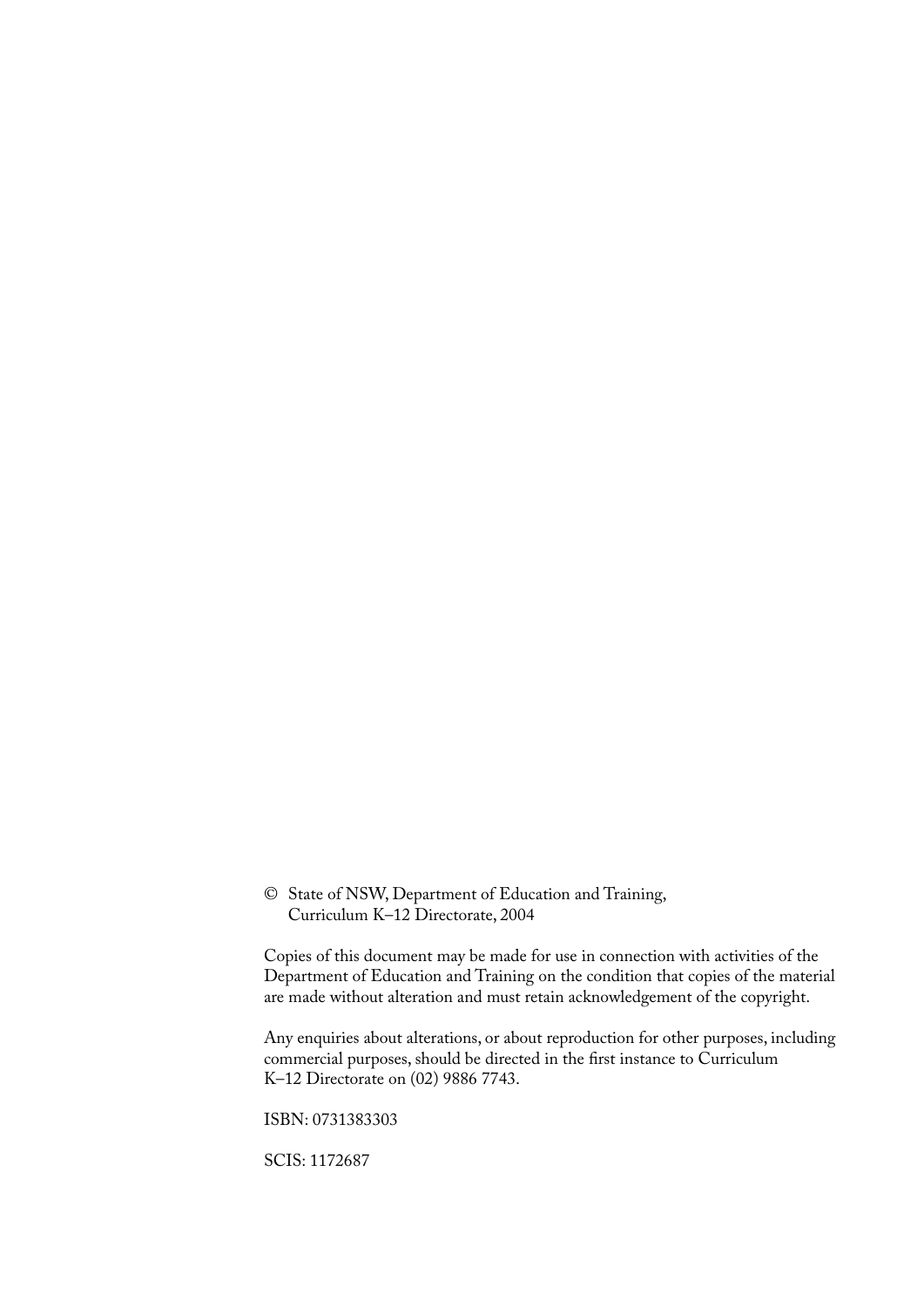© State of NSW, Department of Education and Training, Curriculum K–12 Directorate, 2004

Copies of this document may be made for use in connection with activities of the Department of Education and Training on the condition that copies of the material are made without alteration and must retain acknowledgement of the copyright.

Any enquiries about alterations, or about reproduction for other purposes, including commercial purposes, should be directed in the first instance to Curriculum K–12 Directorate on (02) 9886 7743.

ISBN: 0731383303

SCIS: 1172687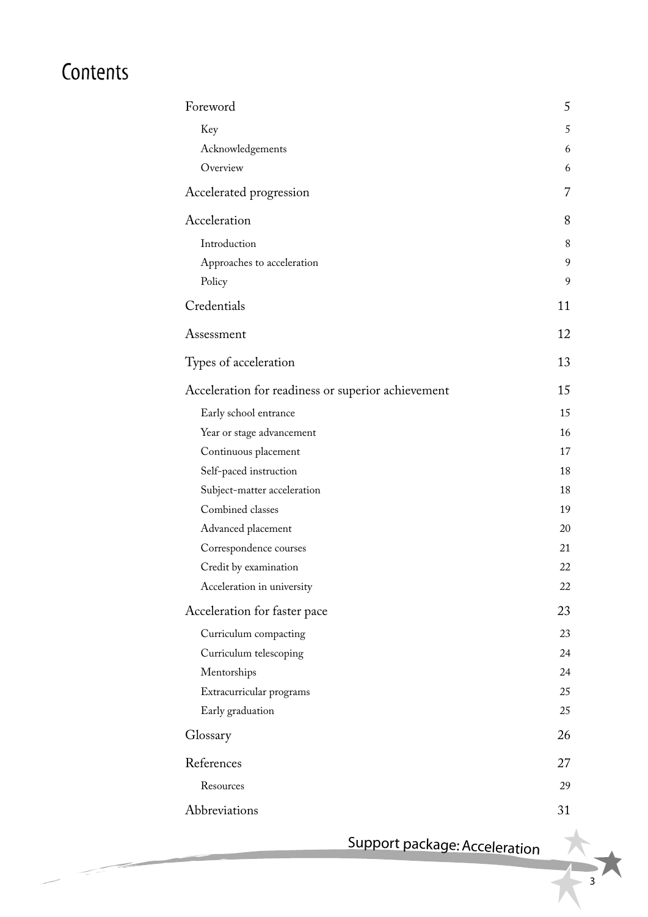# Contents

| | |
|---|---|
| Foreword | 5 |
| Key | 5 |
| Acknowledgements | 6 |
| Overview | 6 |
| Accelerated progression | 7 |
| Acceleration | 8 |
| Introduction | 8 |
| Approaches to acceleration | 9 |
| Policy | 9 |
| Credentials | 11 |
| Assessment | 12 |
| Types of acceleration | 13 |
| Acceleration for readiness or superior achievement | 15 |
| Early school entrance | 15 |
| Year or stage advancement | 16 |
| Continuous placement | 17 |
| Self-paced instruction | 18 |
| Subject-matter acceleration | 18 |
| Combined classes | 19 |
| Advanced placement | 20 |
| Correspondence courses | 21 |
| Credit by examination | 22 |
| Acceleration in university | 22 |
| Acceleration for faster pace | 23 |
| Curriculum compacting | 23 |
| Curriculum telescoping | 24 |
| Mentorships | 24 |
| Extracurricular programs | 25 |
| Early graduation | 25 |
| Glossary | 26 |
| References | 27 |
| Resources | 29 |
| Abbreviations | 31 |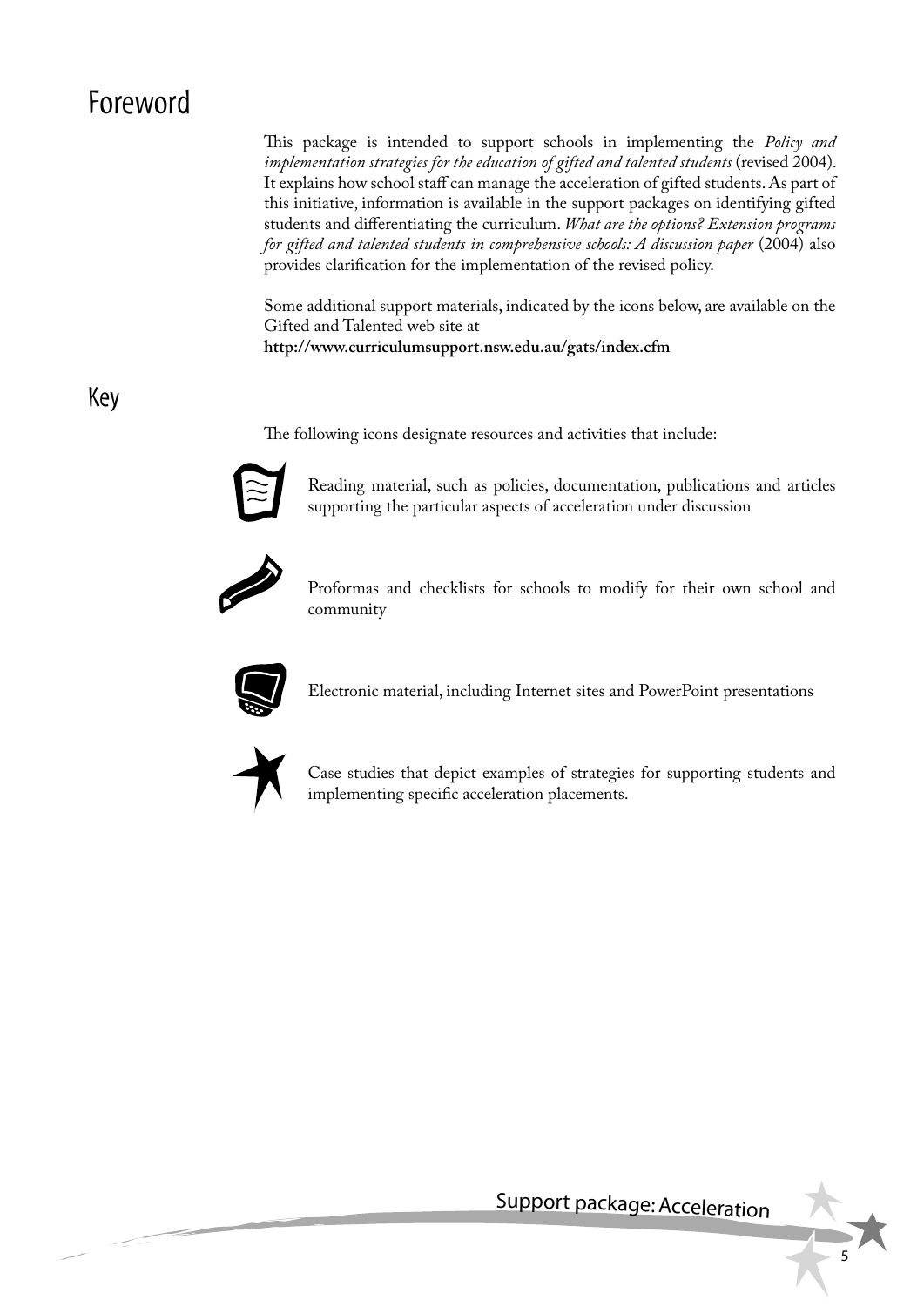# Foreword

This package is intended to support schools in implementing the *Policy and implementation strategies for the education of gifted and talented students* (revised 2004). It explains how school staff can manage the acceleration of gifted students. As part of this initiative, information is available in the support packages on identifying gifted students and differentiating the curriculum. *What are the options? Extension programs for gifted and talented students in comprehensive schools: A discussion paper* (2004) also provides clarification for the implementation of the revised policy.

Some additional support materials, indicated by the icons below, are available on the Gifted and Talented web site at
**http://www.curriculumsupport.nsw.edu.au/gats/index.cfm**

# Key

The following icons designate resources and activities that include:

Reading material, such as policies, documentation, publications and articles supporting the particular aspects of acceleration under discussion

Proformas and checklists for schools to modify for their own school and community

Electronic material, including Internet sites and PowerPoint presentations

Case studies that depict examples of strategies for supporting students and implementing specific acceleration placements.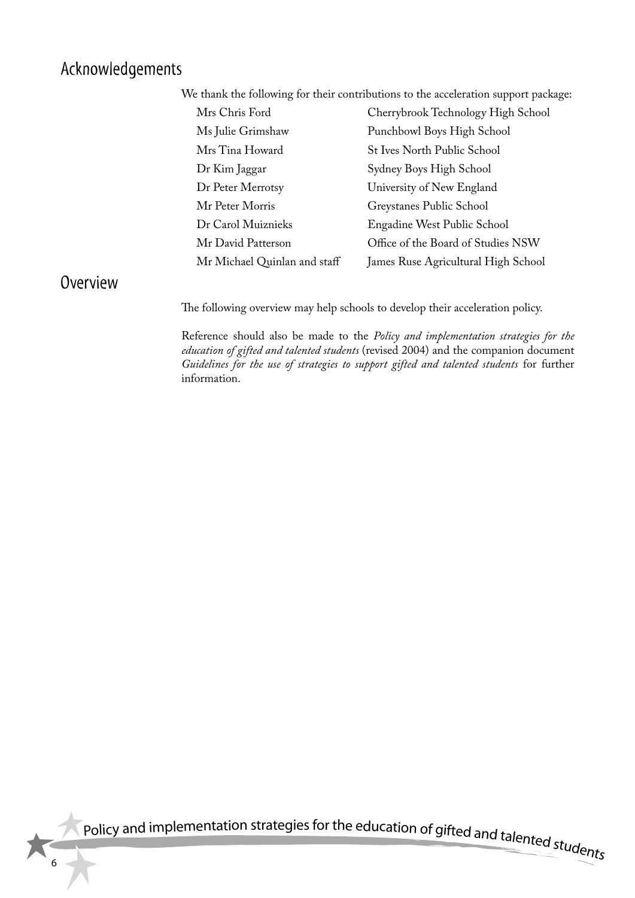## Acknowledgements

We thank the following for their contributions to the acceleration support package:

| | |
|---|---|
| Mrs Chris Ford | Cherrybrook Technology High School |
| Ms Julie Grimshaw | Punchbowl Boys High School |
| Mrs Tina Howard | St Ives North Public School |
| Dr Kim Jaggar | Sydney Boys High School |
| Dr Peter Merrotsy | University of New England |
| Mr Peter Morris | Greystanes Public School |
| Dr Carol Muiznieks | Engadine West Public School |
| Mr David Patterson | Office of the Board of Studies NSW |
| Mr Michael Quinlan and staff | James Ruse Agricultural High School |

## Overview

The following overview may help schools to develop their acceleration policy.

Reference should also be made to the *Policy and implementation strategies for the education of gifted and talented students* (revised 2004) and the companion document *Guidelines for the use of strategies to support gifted and talented students* for further information.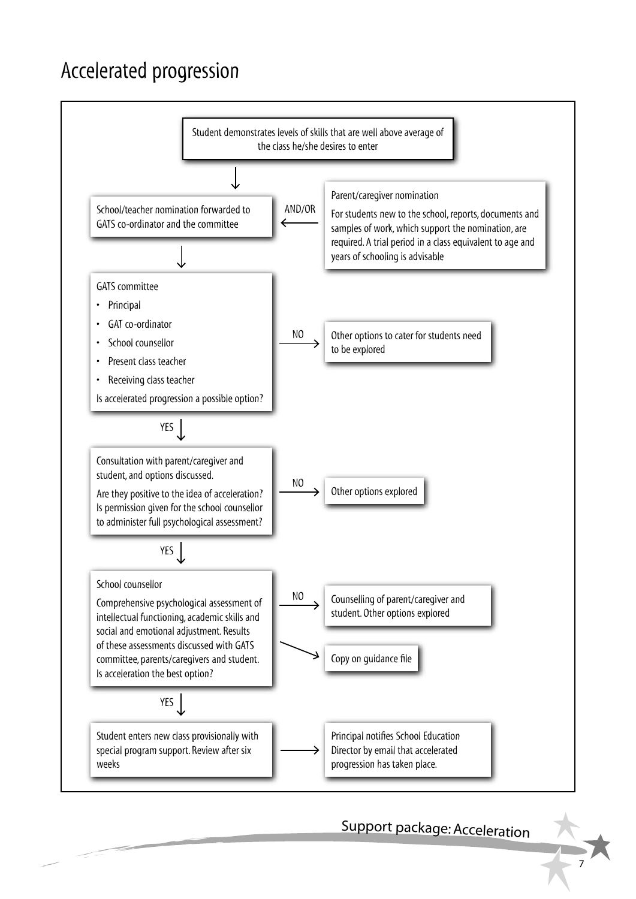# Accelerated progression

Student demonstrates levels of skills that are well above average of the class he/she desires to enter

↓

School/teacher nomination forwarded to GATS co-ordinator and the committee

← AND/OR

Parent/caregiver nomination

For students new to the school, reports, documents and samples of work, which support the nomination, are required. A trial period in a class equivalent to age and years of schooling is advisable

↓

GATS committee

- Principal
- GAT co-ordinator
- School counsellor
- Present class teacher
- Receiving class teacher

Is accelerated progression a possible option?

NO → Other options to cater for students need to be explored

YES ↓

Consultation with parent/caregiver and student, and options discussed.

Are they positive to the idea of acceleration? Is permission given for the school counsellor to administer full psychological assessment?

NO → Other options explored

YES ↓

School counsellor

Comprehensive psychological assessment of intellectual functioning, academic skills and social and emotional adjustment. Results of these assessments discussed with GATS committee, parents/caregivers and student. Is acceleration the best option?

NO → Counselling of parent/caregiver and student. Other options explored

→ Copy on guidance file

YES ↓

Student enters new class provisionally with special program support. Review after six weeks

→ Principal notifies School Education Director by email that accelerated progression has taken place.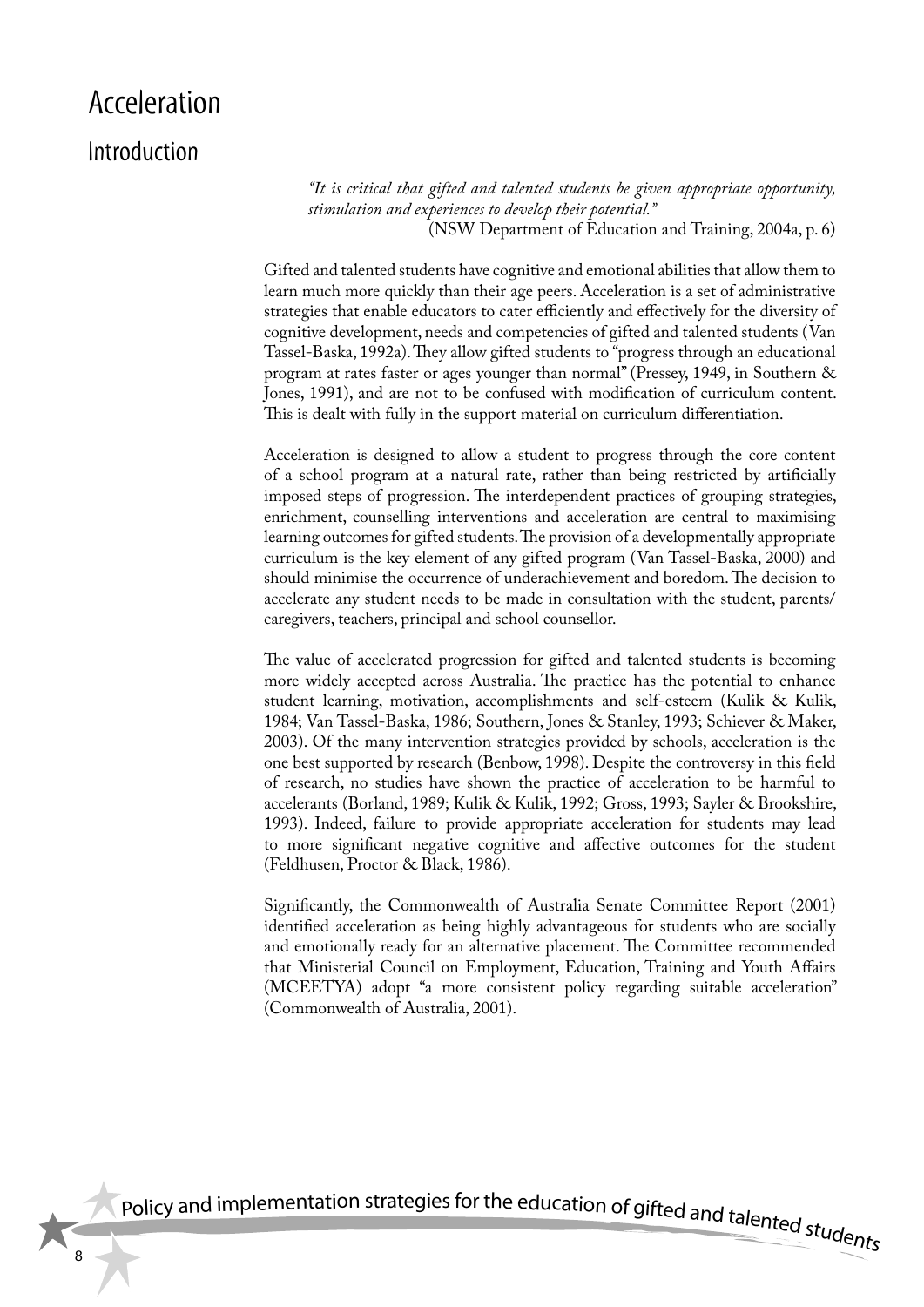# Acceleration

## Introduction

> *"It is critical that gifted and talented students be given appropriate opportunity, stimulation and experiences to develop their potential."*
>
> (NSW Department of Education and Training, 2004a, p. 6)

Gifted and talented students have cognitive and emotional abilities that allow them to learn much more quickly than their age peers. Acceleration is a set of administrative strategies that enable educators to cater efficiently and effectively for the diversity of cognitive development, needs and competencies of gifted and talented students (Van Tassel-Baska, 1992a). They allow gifted students to "progress through an educational program at rates faster or ages younger than normal" (Pressey, 1949, in Southern & Jones, 1991), and are not to be confused with modification of curriculum content. This is dealt with fully in the support material on curriculum differentiation.

Acceleration is designed to allow a student to progress through the core content of a school program at a natural rate, rather than being restricted by artificially imposed steps of progression. The interdependent practices of grouping strategies, enrichment, counselling interventions and acceleration are central to maximising learning outcomes for gifted students. The provision of a developmentally appropriate curriculum is the key element of any gifted program (Van Tassel-Baska, 2000) and should minimise the occurrence of underachievement and boredom. The decision to accelerate any student needs to be made in consultation with the student, parents/caregivers, teachers, principal and school counsellor.

The value of accelerated progression for gifted and talented students is becoming more widely accepted across Australia. The practice has the potential to enhance student learning, motivation, accomplishments and self-esteem (Kulik & Kulik, 1984; Van Tassel-Baska, 1986; Southern, Jones & Stanley, 1993; Schiever & Maker, 2003). Of the many intervention strategies provided by schools, acceleration is the one best supported by research (Benbow, 1998). Despite the controversy in this field of research, no studies have shown the practice of acceleration to be harmful to accelerants (Borland, 1989; Kulik & Kulik, 1992; Gross, 1993; Sayler & Brookshire, 1993). Indeed, failure to provide appropriate acceleration for students may lead to more significant negative cognitive and affective outcomes for the student (Feldhusen, Proctor & Black, 1986).

Significantly, the Commonwealth of Australia Senate Committee Report (2001) identified acceleration as being highly advantageous for students who are socially and emotionally ready for an alternative placement. The Committee recommended that Ministerial Council on Employment, Education, Training and Youth Affairs (MCEETYA) adopt "a more consistent policy regarding suitable acceleration" (Commonwealth of Australia, 2001).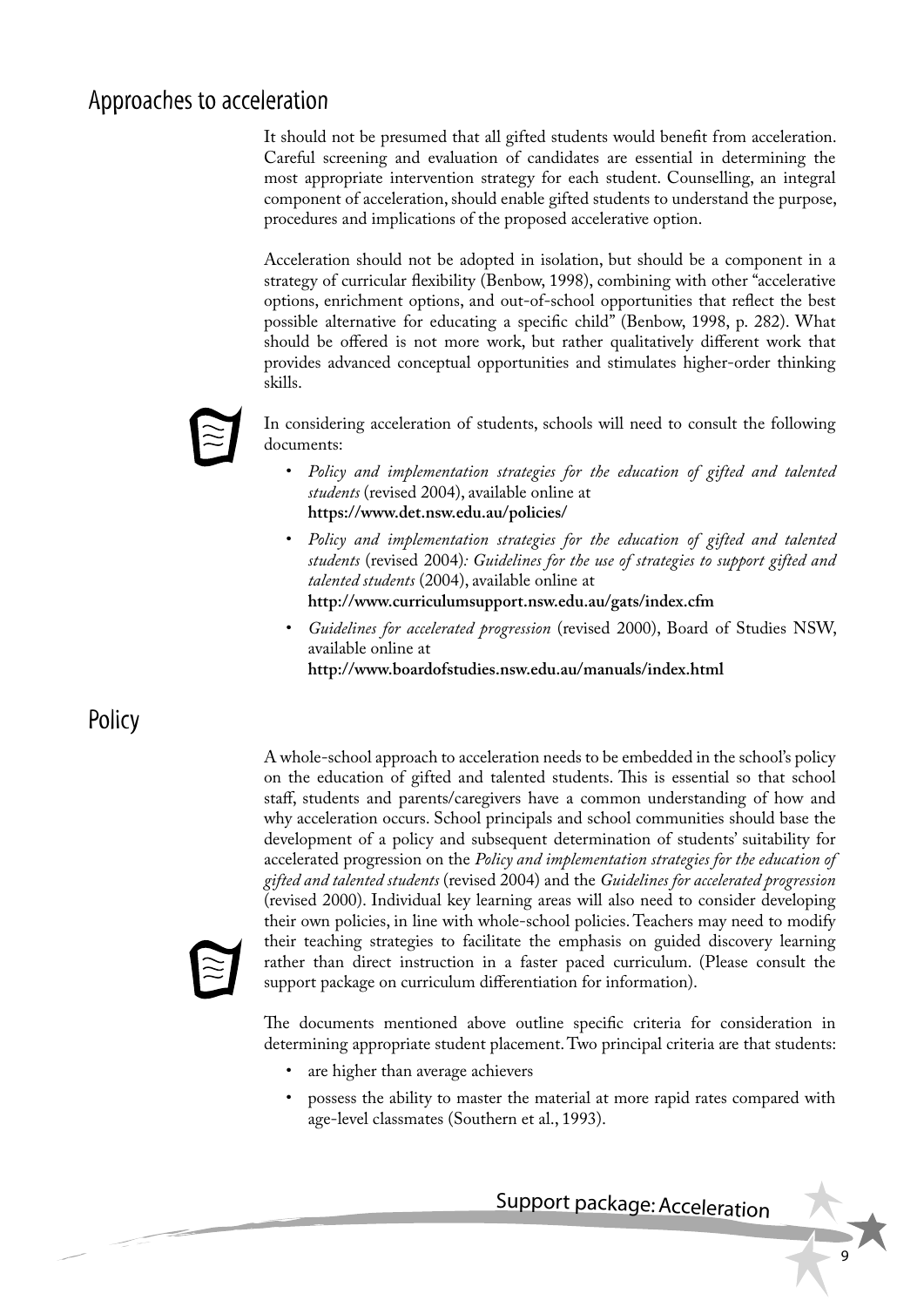## Approaches to acceleration

It should not be presumed that all gifted students would benefit from acceleration. Careful screening and evaluation of candidates are essential in determining the most appropriate intervention strategy for each student. Counselling, an integral component of acceleration, should enable gifted students to understand the purpose, procedures and implications of the proposed accelerative option.

Acceleration should not be adopted in isolation, but should be a component in a strategy of curricular flexibility (Benbow, 1998), combining with other "accelerative options, enrichment options, and out-of-school opportunities that reflect the best possible alternative for educating a specific child" (Benbow, 1998, p. 282). What should be offered is not more work, but rather qualitatively different work that provides advanced conceptual opportunities and stimulates higher-order thinking skills.

In considering acceleration of students, schools will need to consult the following documents:

- *Policy and implementation strategies for the education of gifted and talented students* (revised 2004), available online at **https://www.det.nsw.edu.au/policies/**
- *Policy and implementation strategies for the education of gifted and talented students* (revised 2004)*: Guidelines for the use of strategies to support gifted and talented students* (2004), available online at **http://www.curriculumsupport.nsw.edu.au/gats/index.cfm**
- *Guidelines for accelerated progression* (revised 2000), Board of Studies NSW, available online at **http://www.boardofstudies.nsw.edu.au/manuals/index.html**

## Policy

A whole-school approach to acceleration needs to be embedded in the school's policy on the education of gifted and talented students. This is essential so that school staff, students and parents/caregivers have a common understanding of how and why acceleration occurs. School principals and school communities should base the development of a policy and subsequent determination of students' suitability for accelerated progression on the *Policy and implementation strategies for the education of gifted and talented students* (revised 2004) and the *Guidelines for accelerated progression* (revised 2000). Individual key learning areas will also need to consider developing their own policies, in line with whole-school policies. Teachers may need to modify their teaching strategies to facilitate the emphasis on guided discovery learning rather than direct instruction in a faster paced curriculum. (Please consult the support package on curriculum differentiation for information).

The documents mentioned above outline specific criteria for consideration in determining appropriate student placement. Two principal criteria are that students:

- are higher than average achievers
- possess the ability to master the material at more rapid rates compared with age-level classmates (Southern et al., 1993).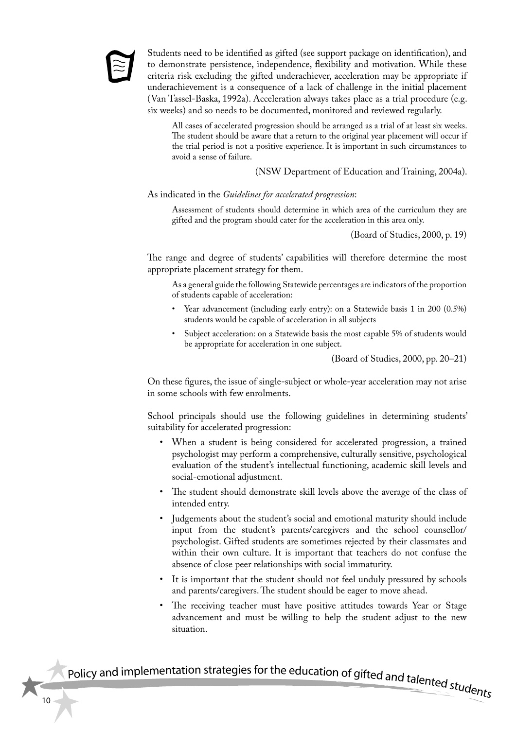Students need to be identified as gifted (see support package on identification), and to demonstrate persistence, independence, flexibility and motivation. While these criteria risk excluding the gifted underachiever, acceleration may be appropriate if underachievement is a consequence of a lack of challenge in the initial placement (Van Tassel-Baska, 1992a). Acceleration always takes place as a trial procedure (e.g. six weeks) and so needs to be documented, monitored and reviewed regularly.

> All cases of accelerated progression should be arranged as a trial of at least six weeks. The student should be aware that a return to the original year placement will occur if the trial period is not a positive experience. It is important in such circumstances to avoid a sense of failure.
>
> (NSW Department of Education and Training, 2004a).

As indicated in the *Guidelines for accelerated progression*:

> Assessment of students should determine in which area of the curriculum they are gifted and the program should cater for the acceleration in this area only.
>
> (Board of Studies, 2000, p. 19)

The range and degree of students' capabilities will therefore determine the most appropriate placement strategy for them.

> As a general guide the following Statewide percentages are indicators of the proportion of students capable of acceleration:
>
> - Year advancement (including early entry): on a Statewide basis 1 in 200 (0.5%) students would be capable of acceleration in all subjects
> - Subject acceleration: on a Statewide basis the most capable 5% of students would be appropriate for acceleration in one subject.
>
> (Board of Studies, 2000, pp. 20–21)

On these figures, the issue of single-subject or whole-year acceleration may not arise in some schools with few enrolments.

School principals should use the following guidelines in determining students' suitability for accelerated progression:

- When a student is being considered for accelerated progression, a trained psychologist may perform a comprehensive, culturally sensitive, psychological evaluation of the student's intellectual functioning, academic skill levels and social-emotional adjustment.
- The student should demonstrate skill levels above the average of the class of intended entry.
- Judgements about the student's social and emotional maturity should include input from the student's parents/caregivers and the school counsellor/psychologist. Gifted students are sometimes rejected by their classmates and within their own culture. It is important that teachers do not confuse the absence of close peer relationships with social immaturity.
- It is important that the student should not feel unduly pressured by schools and parents/caregivers. The student should be eager to move ahead.
- The receiving teacher must have positive attitudes towards Year or Stage advancement and must be willing to help the student adjust to the new situation.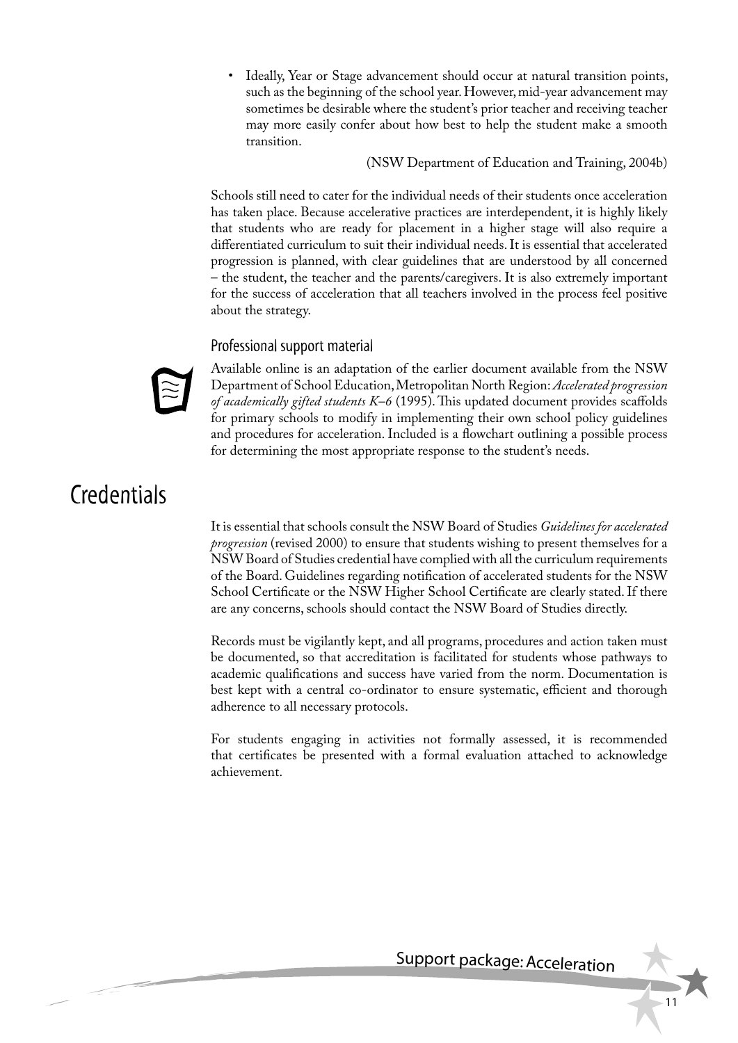- Ideally, Year or Stage advancement should occur at natural transition points, such as the beginning of the school year. However, mid-year advancement may sometimes be desirable where the student's prior teacher and receiving teacher may more easily confer about how best to help the student make a smooth transition.

(NSW Department of Education and Training, 2004b)

Schools still need to cater for the individual needs of their students once acceleration has taken place. Because accelerative practices are interdependent, it is highly likely that students who are ready for placement in a higher stage will also require a differentiated curriculum to suit their individual needs. It is essential that accelerated progression is planned, with clear guidelines that are understood by all concerned – the student, the teacher and the parents/caregivers. It is also extremely important for the success of acceleration that all teachers involved in the process feel positive about the strategy.

### Professional support material

Available online is an adaptation of the earlier document available from the NSW Department of School Education, Metropolitan North Region: *Accelerated progression of academically gifted students K–6* (1995). This updated document provides scaffolds for primary schools to modify in implementing their own school policy guidelines and procedures for acceleration. Included is a flowchart outlining a possible process for determining the most appropriate response to the student's needs.

## Credentials

It is essential that schools consult the NSW Board of Studies *Guidelines for accelerated progression* (revised 2000) to ensure that students wishing to present themselves for a NSW Board of Studies credential have complied with all the curriculum requirements of the Board. Guidelines regarding notification of accelerated students for the NSW School Certificate or the NSW Higher School Certificate are clearly stated. If there are any concerns, schools should contact the NSW Board of Studies directly.

Records must be vigilantly kept, and all programs, procedures and action taken must be documented, so that accreditation is facilitated for students whose pathways to academic qualifications and success have varied from the norm. Documentation is best kept with a central co-ordinator to ensure systematic, efficient and thorough adherence to all necessary protocols.

For students engaging in activities not formally assessed, it is recommended that certificates be presented with a formal evaluation attached to acknowledge achievement.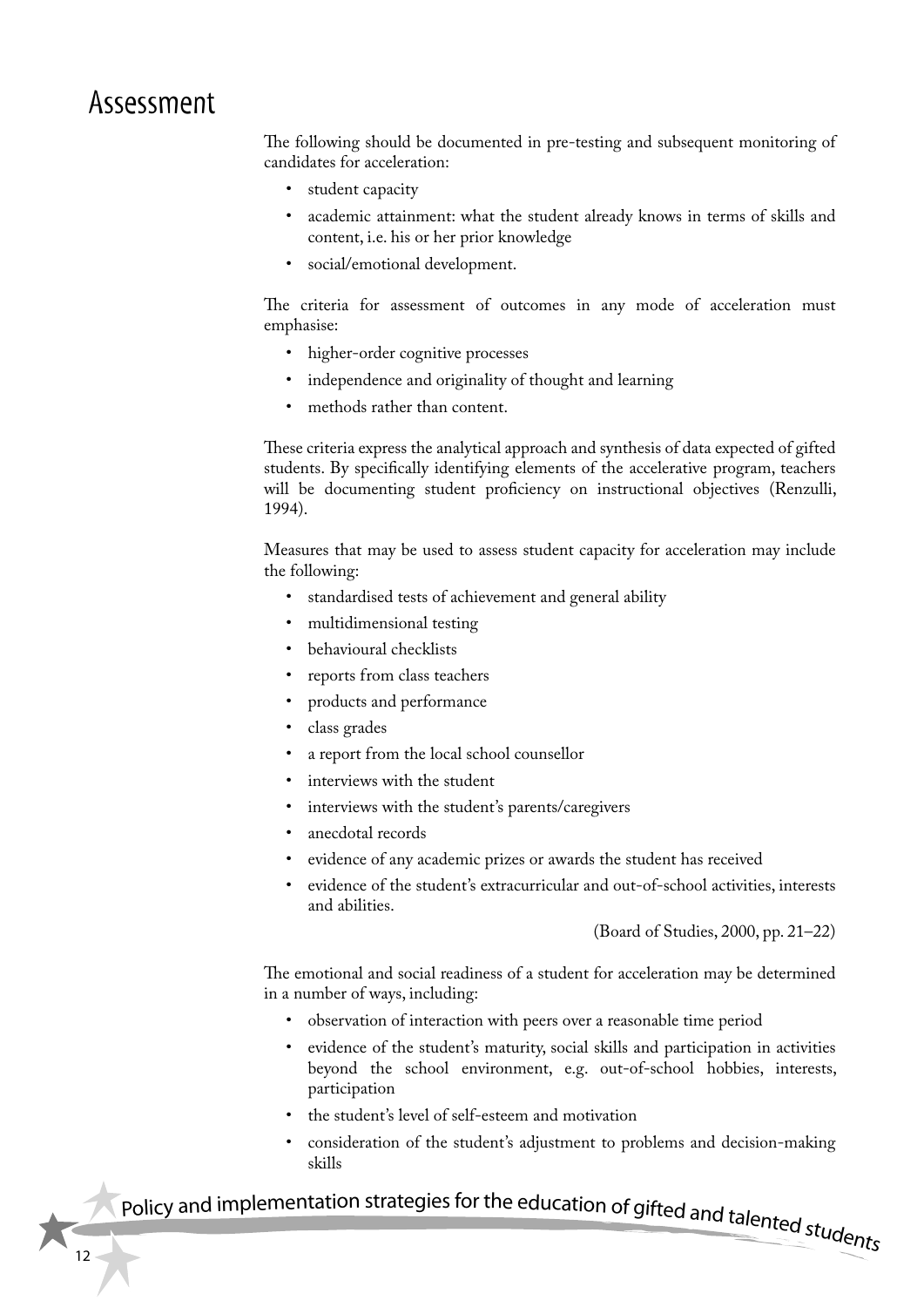# Assessment

The following should be documented in pre-testing and subsequent monitoring of candidates for acceleration:

- student capacity
- academic attainment: what the student already knows in terms of skills and content, i.e. his or her prior knowledge
- social/emotional development.

The criteria for assessment of outcomes in any mode of acceleration must emphasise:

- higher-order cognitive processes
- independence and originality of thought and learning
- methods rather than content.

These criteria express the analytical approach and synthesis of data expected of gifted students. By specifically identifying elements of the accelerative program, teachers will be documenting student proficiency on instructional objectives (Renzulli, 1994).

Measures that may be used to assess student capacity for acceleration may include the following:

- standardised tests of achievement and general ability
- multidimensional testing
- behavioural checklists
- reports from class teachers
- products and performance
- class grades
- a report from the local school counsellor
- interviews with the student
- interviews with the student's parents/caregivers
- anecdotal records
- evidence of any academic prizes or awards the student has received
- evidence of the student's extracurricular and out-of-school activities, interests and abilities.

(Board of Studies, 2000, pp. 21–22)

The emotional and social readiness of a student for acceleration may be determined in a number of ways, including:

- observation of interaction with peers over a reasonable time period
- evidence of the student's maturity, social skills and participation in activities beyond the school environment, e.g. out-of-school hobbies, interests, participation
- the student's level of self-esteem and motivation
- consideration of the student's adjustment to problems and decision-making skills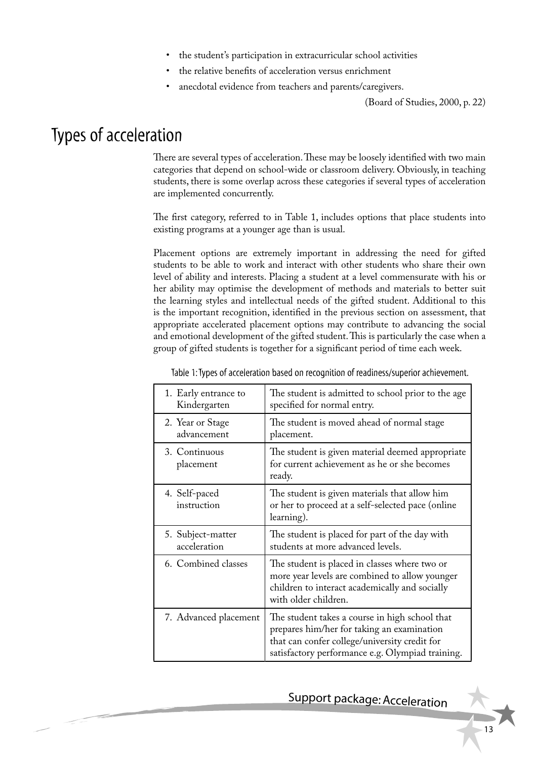- the student's participation in extracurricular school activities
- the relative benefits of acceleration versus enrichment
- anecdotal evidence from teachers and parents/caregivers.

(Board of Studies, 2000, p. 22)

# Types of acceleration

There are several types of acceleration. These may be loosely identified with two main categories that depend on school-wide or classroom delivery. Obviously, in teaching students, there is some overlap across these categories if several types of acceleration are implemented concurrently.

The first category, referred to in Table 1, includes options that place students into existing programs at a younger age than is usual.

Placement options are extremely important in addressing the need for gifted students to be able to work and interact with other students who share their own level of ability and interests. Placing a student at a level commensurate with his or her ability may optimise the development of methods and materials to better suit the learning styles and intellectual needs of the gifted student. Additional to this is the important recognition, identified in the previous section on assessment, that appropriate accelerated placement options may contribute to advancing the social and emotional development of the gifted student. This is particularly the case when a group of gifted students is together for a significant period of time each week.

Table 1: Types of acceleration based on recognition of readiness/superior achievement.

| Type | Description |
|---|---|
| 1. Early entrance to Kindergarten | The student is admitted to school prior to the age specified for normal entry. |
| 2. Year or Stage advancement | The student is moved ahead of normal stage placement. |
| 3. Continuous placement | The student is given material deemed appropriate for current achievement as he or she becomes ready. |
| 4. Self-paced instruction | The student is given materials that allow him or her to proceed at a self-selected pace (online learning). |
| 5. Subject-matter acceleration | The student is placed for part of the day with students at more advanced levels. |
| 6. Combined classes | The student is placed in classes where two or more year levels are combined to allow younger children to interact academically and socially with older children. |
| 7. Advanced placement | The student takes a course in high school that prepares him/her for taking an examination that can confer college/university credit for satisfactory performance e.g. Olympiad training. |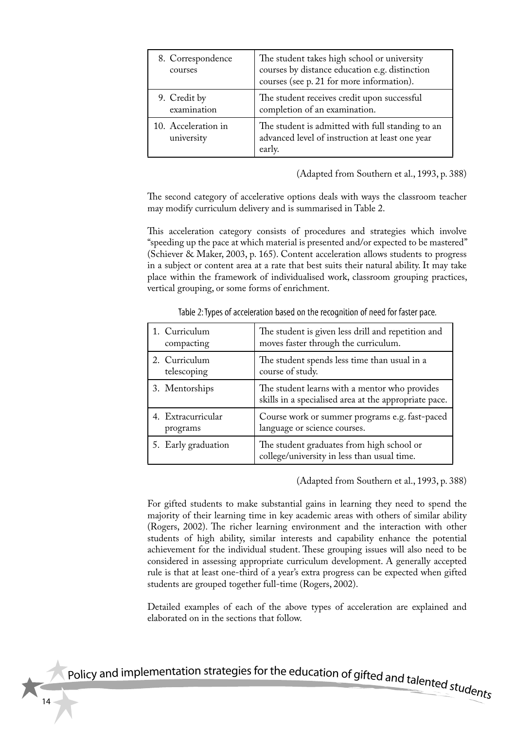| | |
|---|---|
| 8. Correspondence courses | The student takes high school or university courses by distance education e.g. distinction courses (see p. 21 for more information). |
| 9. Credit by examination | The student receives credit upon successful completion of an examination. |
| 10. Acceleration in university | The student is admitted with full standing to an advanced level of instruction at least one year early. |

(Adapted from Southern et al., 1993, p. 388)

The second category of accelerative options deals with ways the classroom teacher may modify curriculum delivery and is summarised in Table 2.

This acceleration category consists of procedures and strategies which involve "speeding up the pace at which material is presented and/or expected to be mastered" (Schiever & Maker, 2003, p. 165). Content acceleration allows students to progress in a subject or content area at a rate that best suits their natural ability. It may take place within the framework of individualised work, classroom grouping practices, vertical grouping, or some forms of enrichment.

Table 2: Types of acceleration based on the recognition of need for faster pace.

| | |
|---|---|
| 1. Curriculum compacting | The student is given less drill and repetition and moves faster through the curriculum. |
| 2. Curriculum telescoping | The student spends less time than usual in a course of study. |
| 3. Mentorships | The student learns with a mentor who provides skills in a specialised area at the appropriate pace. |
| 4. Extracurricular programs | Course work or summer programs e.g. fast-paced language or science courses. |
| 5. Early graduation | The student graduates from high school or college/university in less than usual time. |

(Adapted from Southern et al., 1993, p. 388)

For gifted students to make substantial gains in learning they need to spend the majority of their learning time in key academic areas with others of similar ability (Rogers, 2002). The richer learning environment and the interaction with other students of high ability, similar interests and capability enhance the potential achievement for the individual student. These grouping issues will also need to be considered in assessing appropriate curriculum development. A generally accepted rule is that at least one-third of a year's extra progress can be expected when gifted students are grouped together full-time (Rogers, 2002).

Detailed examples of each of the above types of acceleration are explained and elaborated on in the sections that follow.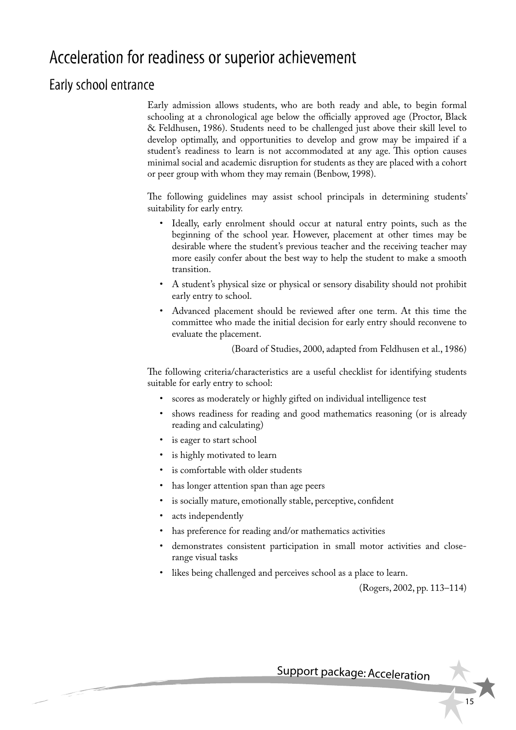# Acceleration for readiness or superior achievement

## Early school entrance

Early admission allows students, who are both ready and able, to begin formal schooling at a chronological age below the officially approved age (Proctor, Black & Feldhusen, 1986). Students need to be challenged just above their skill level to develop optimally, and opportunities to develop and grow may be impaired if a student's readiness to learn is not accommodated at any age. This option causes minimal social and academic disruption for students as they are placed with a cohort or peer group with whom they may remain (Benbow, 1998).

The following guidelines may assist school principals in determining students' suitability for early entry.

- Ideally, early enrolment should occur at natural entry points, such as the beginning of the school year. However, placement at other times may be desirable where the student's previous teacher and the receiving teacher may more easily confer about the best way to help the student to make a smooth transition.
- A student's physical size or physical or sensory disability should not prohibit early entry to school.
- Advanced placement should be reviewed after one term. At this time the committee who made the initial decision for early entry should reconvene to evaluate the placement.

(Board of Studies, 2000, adapted from Feldhusen et al., 1986)

The following criteria/characteristics are a useful checklist for identifying students suitable for early entry to school:

- scores as moderately or highly gifted on individual intelligence test
- shows readiness for reading and good mathematics reasoning (or is already reading and calculating)
- is eager to start school
- is highly motivated to learn
- is comfortable with older students
- has longer attention span than age peers
- is socially mature, emotionally stable, perceptive, confident
- acts independently
- has preference for reading and/or mathematics activities
- demonstrates consistent participation in small motor activities and close-range visual tasks
- likes being challenged and perceives school as a place to learn.

(Rogers, 2002, pp. 113–114)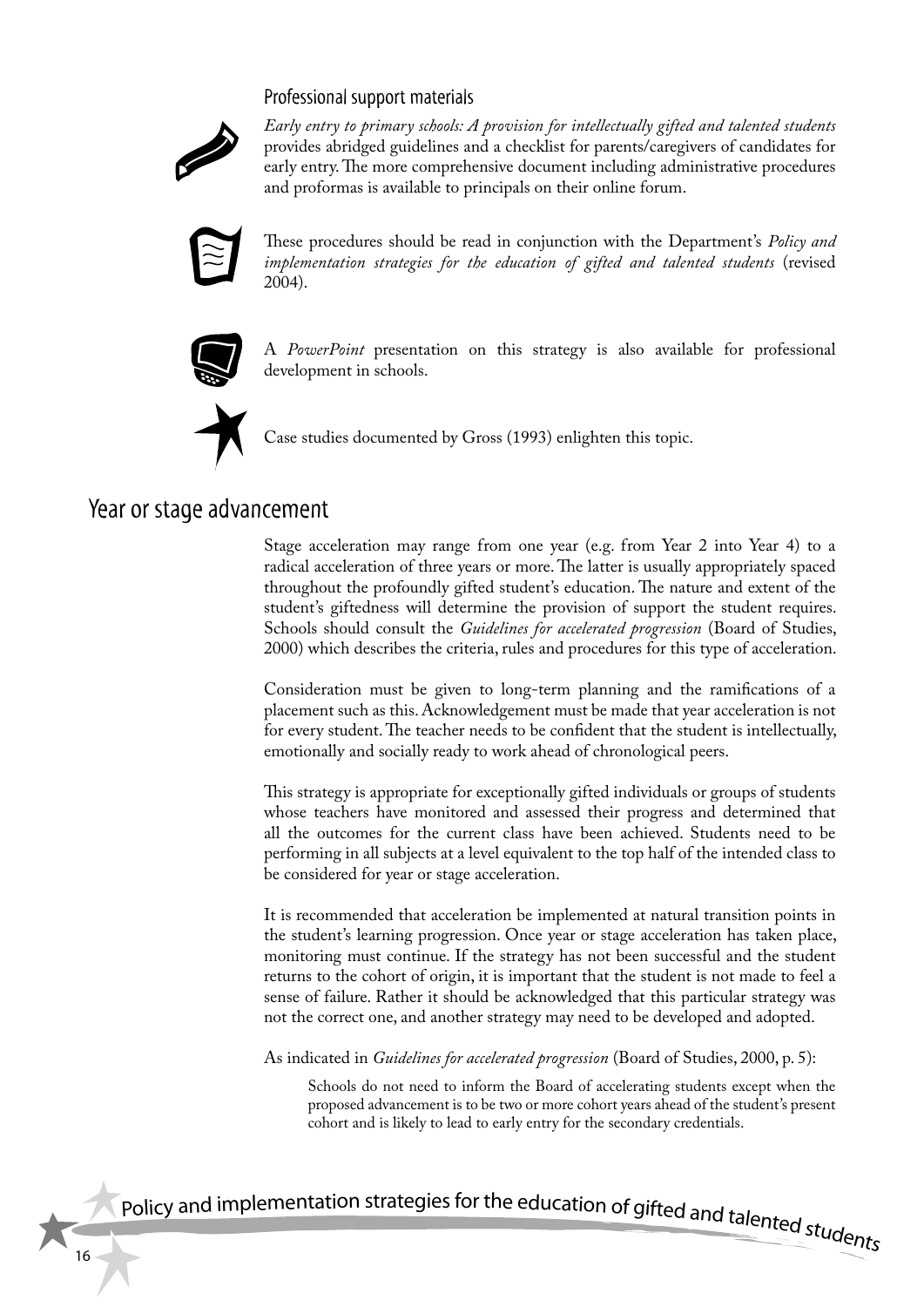### Professional support materials

*Early entry to primary schools: A provision for intellectually gifted and talented students* provides abridged guidelines and a checklist for parents/caregivers of candidates for early entry. The more comprehensive document including administrative procedures and proformas is available to principals on their online forum.

These procedures should be read in conjunction with the Department's *Policy and implementation strategies for the education of gifted and talented students* (revised 2004).

A *PowerPoint* presentation on this strategy is also available for professional development in schools.

Case studies documented by Gross (1993) enlighten this topic.

## Year or stage advancement

Stage acceleration may range from one year (e.g. from Year 2 into Year 4) to a radical acceleration of three years or more. The latter is usually appropriately spaced throughout the profoundly gifted student's education. The nature and extent of the student's giftedness will determine the provision of support the student requires. Schools should consult the *Guidelines for accelerated progression* (Board of Studies, 2000) which describes the criteria, rules and procedures for this type of acceleration.

Consideration must be given to long-term planning and the ramifications of a placement such as this. Acknowledgement must be made that year acceleration is not for every student. The teacher needs to be confident that the student is intellectually, emotionally and socially ready to work ahead of chronological peers.

This strategy is appropriate for exceptionally gifted individuals or groups of students whose teachers have monitored and assessed their progress and determined that all the outcomes for the current class have been achieved. Students need to be performing in all subjects at a level equivalent to the top half of the intended class to be considered for year or stage acceleration.

It is recommended that acceleration be implemented at natural transition points in the student's learning progression. Once year or stage acceleration has taken place, monitoring must continue. If the strategy has not been successful and the student returns to the cohort of origin, it is important that the student is not made to feel a sense of failure. Rather it should be acknowledged that this particular strategy was not the correct one, and another strategy may need to be developed and adopted.

As indicated in *Guidelines for accelerated progression* (Board of Studies, 2000, p. 5):

> Schools do not need to inform the Board of accelerating students except when the proposed advancement is to be two or more cohort years ahead of the student's present cohort and is likely to lead to early entry for the secondary credentials.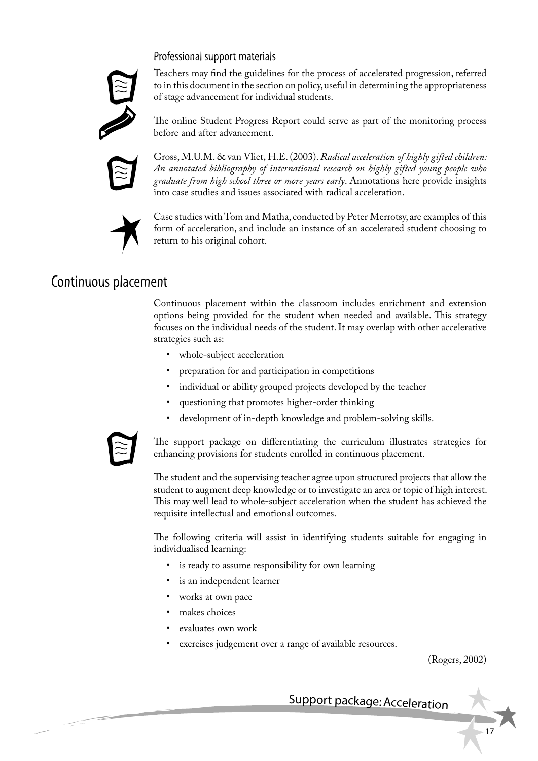### Professional support materials

Teachers may find the guidelines for the process of accelerated progression, referred to in this document in the section on policy, useful in determining the appropriateness of stage advancement for individual students.

The online Student Progress Report could serve as part of the monitoring process before and after advancement.

Gross, M.U.M. & van Vliet, H.E. (2003). *Radical acceleration of highly gifted children: An annotated bibliography of international research on highly gifted young people who graduate from high school three or more years early*. Annotations here provide insights into case studies and issues associated with radical acceleration.

Case studies with Tom and Matha, conducted by Peter Merrotsy, are examples of this form of acceleration, and include an instance of an accelerated student choosing to return to his original cohort.

## Continuous placement

Continuous placement within the classroom includes enrichment and extension options being provided for the student when needed and available. This strategy focuses on the individual needs of the student. It may overlap with other accelerative strategies such as:

- whole-subject acceleration
- preparation for and participation in competitions
- individual or ability grouped projects developed by the teacher
- questioning that promotes higher-order thinking
- development of in-depth knowledge and problem-solving skills.

The support package on differentiating the curriculum illustrates strategies for enhancing provisions for students enrolled in continuous placement.

The student and the supervising teacher agree upon structured projects that allow the student to augment deep knowledge or to investigate an area or topic of high interest. This may well lead to whole-subject acceleration when the student has achieved the requisite intellectual and emotional outcomes.

The following criteria will assist in identifying students suitable for engaging in individualised learning:

- is ready to assume responsibility for own learning
- is an independent learner
- works at own pace
- makes choices
- evaluates own work
- exercises judgement over a range of available resources.

(Rogers, 2002)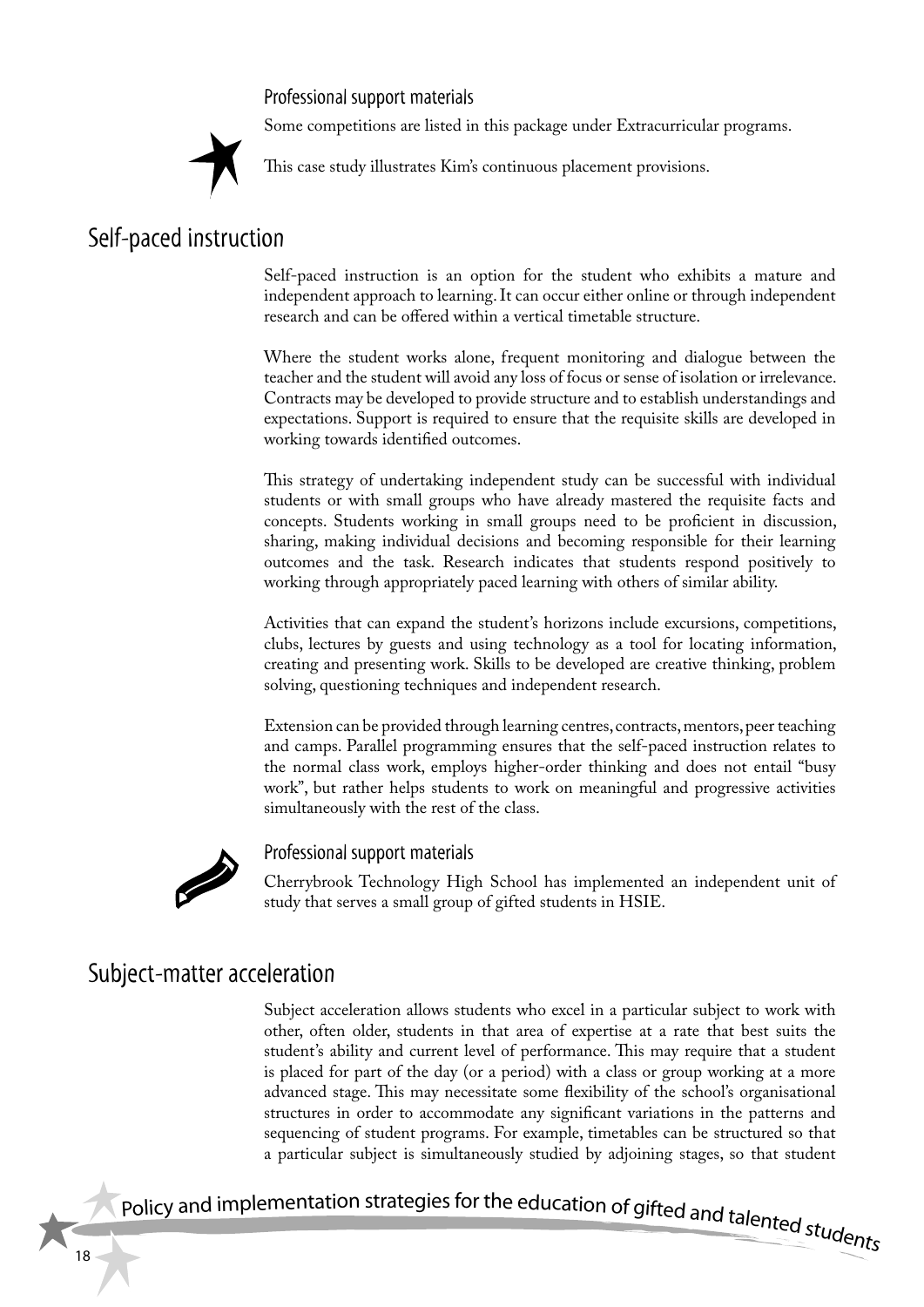### Professional support materials

Some competitions are listed in this package under Extracurricular programs.

This case study illustrates Kim's continuous placement provisions.

## Self-paced instruction

Self-paced instruction is an option for the student who exhibits a mature and independent approach to learning. It can occur either online or through independent research and can be offered within a vertical timetable structure.

Where the student works alone, frequent monitoring and dialogue between the teacher and the student will avoid any loss of focus or sense of isolation or irrelevance. Contracts may be developed to provide structure and to establish understandings and expectations. Support is required to ensure that the requisite skills are developed in working towards identified outcomes.

This strategy of undertaking independent study can be successful with individual students or with small groups who have already mastered the requisite facts and concepts. Students working in small groups need to be proficient in discussion, sharing, making individual decisions and becoming responsible for their learning outcomes and the task. Research indicates that students respond positively to working through appropriately paced learning with others of similar ability.

Activities that can expand the student's horizons include excursions, competitions, clubs, lectures by guests and using technology as a tool for locating information, creating and presenting work. Skills to be developed are creative thinking, problem solving, questioning techniques and independent research.

Extension can be provided through learning centres, contracts, mentors, peer teaching and camps. Parallel programming ensures that the self-paced instruction relates to the normal class work, employs higher-order thinking and does not entail "busy work", but rather helps students to work on meaningful and progressive activities simultaneously with the rest of the class.

### Professional support materials

Cherrybrook Technology High School has implemented an independent unit of study that serves a small group of gifted students in HSIE.

## Subject-matter acceleration

Subject acceleration allows students who excel in a particular subject to work with other, often older, students in that area of expertise at a rate that best suits the student's ability and current level of performance. This may require that a student is placed for part of the day (or a period) with a class or group working at a more advanced stage. This may necessitate some flexibility of the school's organisational structures in order to accommodate any significant variations in the patterns and sequencing of student programs. For example, timetables can be structured so that a particular subject is simultaneously studied by adjoining stages, so that student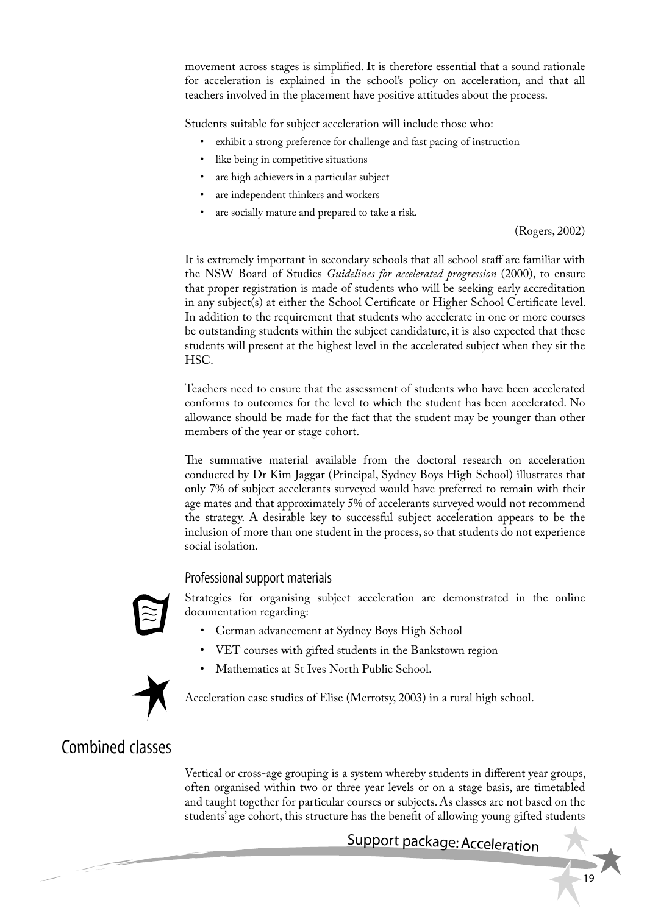movement across stages is simplified. It is therefore essential that a sound rationale for acceleration is explained in the school's policy on acceleration, and that all teachers involved in the placement have positive attitudes about the process.

Students suitable for subject acceleration will include those who:

- exhibit a strong preference for challenge and fast pacing of instruction
- like being in competitive situations
- are high achievers in a particular subject
- are independent thinkers and workers
- are socially mature and prepared to take a risk.

(Rogers, 2002)

It is extremely important in secondary schools that all school staff are familiar with the NSW Board of Studies *Guidelines for accelerated progression* (2000), to ensure that proper registration is made of students who will be seeking early accreditation in any subject(s) at either the School Certificate or Higher School Certificate level. In addition to the requirement that students who accelerate in one or more courses be outstanding students within the subject candidature, it is also expected that these students will present at the highest level in the accelerated subject when they sit the HSC.

Teachers need to ensure that the assessment of students who have been accelerated conforms to outcomes for the level to which the student has been accelerated. No allowance should be made for the fact that the student may be younger than other members of the year or stage cohort.

The summative material available from the doctoral research on acceleration conducted by Dr Kim Jaggar (Principal, Sydney Boys High School) illustrates that only 7% of subject accelerants surveyed would have preferred to remain with their age mates and that approximately 5% of accelerants surveyed would not recommend the strategy. A desirable key to successful subject acceleration appears to be the inclusion of more than one student in the process, so that students do not experience social isolation.

### Professional support materials

Strategies for organising subject acceleration are demonstrated in the online documentation regarding:

- German advancement at Sydney Boys High School
- VET courses with gifted students in the Bankstown region
- Mathematics at St Ives North Public School.

Acceleration case studies of Elise (Merrotsy, 2003) in a rural high school.

## Combined classes

Vertical or cross-age grouping is a system whereby students in different year groups, often organised within two or three year levels or on a stage basis, are timetabled and taught together for particular courses or subjects. As classes are not based on the students' age cohort, this structure has the benefit of allowing young gifted students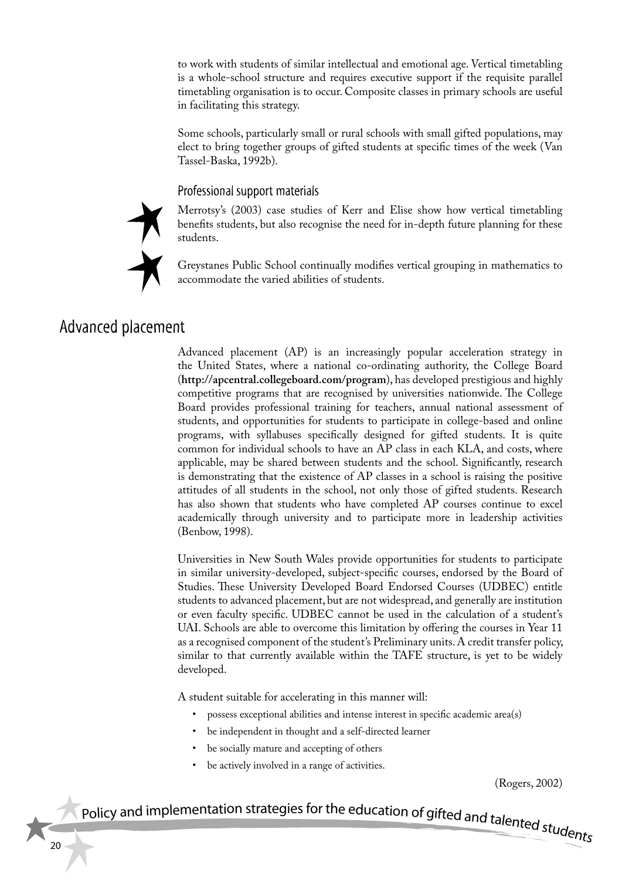to work with students of similar intellectual and emotional age. Vertical timetabling is a whole-school structure and requires executive support if the requisite parallel timetabling organisation is to occur. Composite classes in primary schools are useful in facilitating this strategy.

Some schools, particularly small or rural schools with small gifted populations, may elect to bring together groups of gifted students at specific times of the week (Van Tassel-Baska, 1992b).

### Professional support materials

Merrotsy's (2003) case studies of Kerr and Elise show how vertical timetabling benefits students, but also recognise the need for in-depth future planning for these students.

Greystanes Public School continually modifies vertical grouping in mathematics to accommodate the varied abilities of students.

## Advanced placement

Advanced placement (AP) is an increasingly popular acceleration strategy in the United States, where a national co-ordinating authority, the College Board (**http://apcentral.collegeboard.com/program**), has developed prestigious and highly competitive programs that are recognised by universities nationwide. The College Board provides professional training for teachers, annual national assessment of students, and opportunities for students to participate in college-based and online programs, with syllabuses specifically designed for gifted students. It is quite common for individual schools to have an AP class in each KLA, and costs, where applicable, may be shared between students and the school. Significantly, research is demonstrating that the existence of AP classes in a school is raising the positive attitudes of all students in the school, not only those of gifted students. Research has also shown that students who have completed AP courses continue to excel academically through university and to participate more in leadership activities (Benbow, 1998).

Universities in New South Wales provide opportunities for students to participate in similar university-developed, subject-specific courses, endorsed by the Board of Studies. These University Developed Board Endorsed Courses (UDBEC) entitle students to advanced placement, but are not widespread, and generally are institution or even faculty specific. UDBEC cannot be used in the calculation of a student's UAI. Schools are able to overcome this limitation by offering the courses in Year 11 as a recognised component of the student's Preliminary units. A credit transfer policy, similar to that currently available within the TAFE structure, is yet to be widely developed.

A student suitable for accelerating in this manner will:

- possess exceptional abilities and intense interest in specific academic area(s)
- be independent in thought and a self-directed learner
- be socially mature and accepting of others
- be actively involved in a range of activities.

(Rogers, 2002)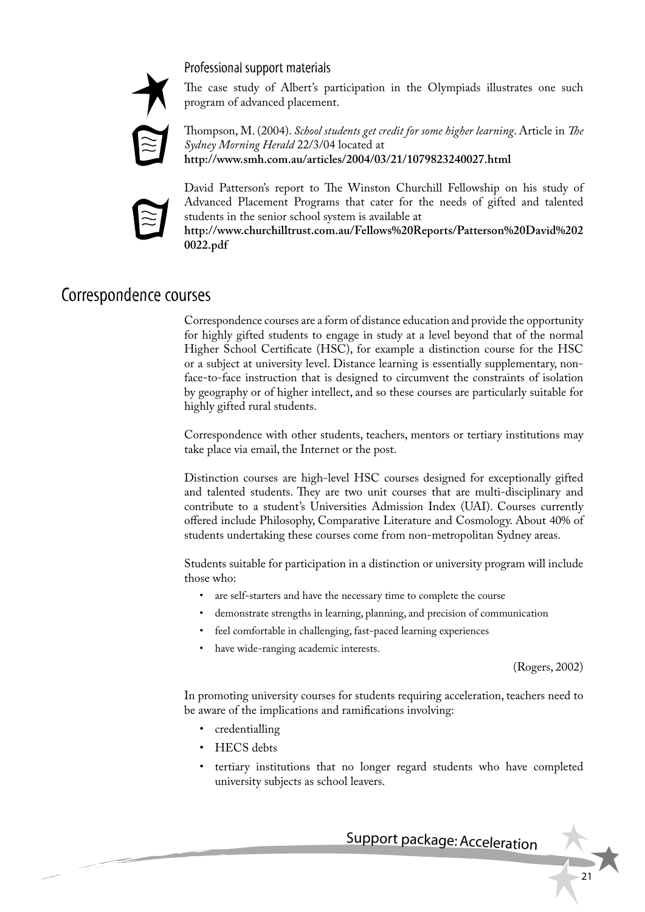### Professional support materials

The case study of Albert's participation in the Olympiads illustrates one such program of advanced placement.

Thompson, M. (2004). *School students get credit for some higher learning*. Article in *The Sydney Morning Herald* 22/3/04 located at **http://www.smh.com.au/articles/2004/03/21/1079823240027.html**

David Patterson's report to The Winston Churchill Fellowship on his study of Advanced Placement Programs that cater for the needs of gifted and talented students in the senior school system is available at **http://www.churchilltrust.com.au/Fellows%20Reports/Patterson%20David%202 0022.pdf**

## Correspondence courses

Correspondence courses are a form of distance education and provide the opportunity for highly gifted students to engage in study at a level beyond that of the normal Higher School Certificate (HSC), for example a distinction course for the HSC or a subject at university level. Distance learning is essentially supplementary, non-face-to-face instruction that is designed to circumvent the constraints of isolation by geography or of higher intellect, and so these courses are particularly suitable for highly gifted rural students.

Correspondence with other students, teachers, mentors or tertiary institutions may take place via email, the Internet or the post.

Distinction courses are high-level HSC courses designed for exceptionally gifted and talented students. They are two unit courses that are multi-disciplinary and contribute to a student's Universities Admission Index (UAI). Courses currently offered include Philosophy, Comparative Literature and Cosmology. About 40% of students undertaking these courses come from non-metropolitan Sydney areas.

Students suitable for participation in a distinction or university program will include those who:

- are self-starters and have the necessary time to complete the course
- demonstrate strengths in learning, planning, and precision of communication
- feel comfortable in challenging, fast-paced learning experiences
- have wide-ranging academic interests.

(Rogers, 2002)

In promoting university courses for students requiring acceleration, teachers need to be aware of the implications and ramifications involving:

- credentialling
- HECS debts
- tertiary institutions that no longer regard students who have completed university subjects as school leavers.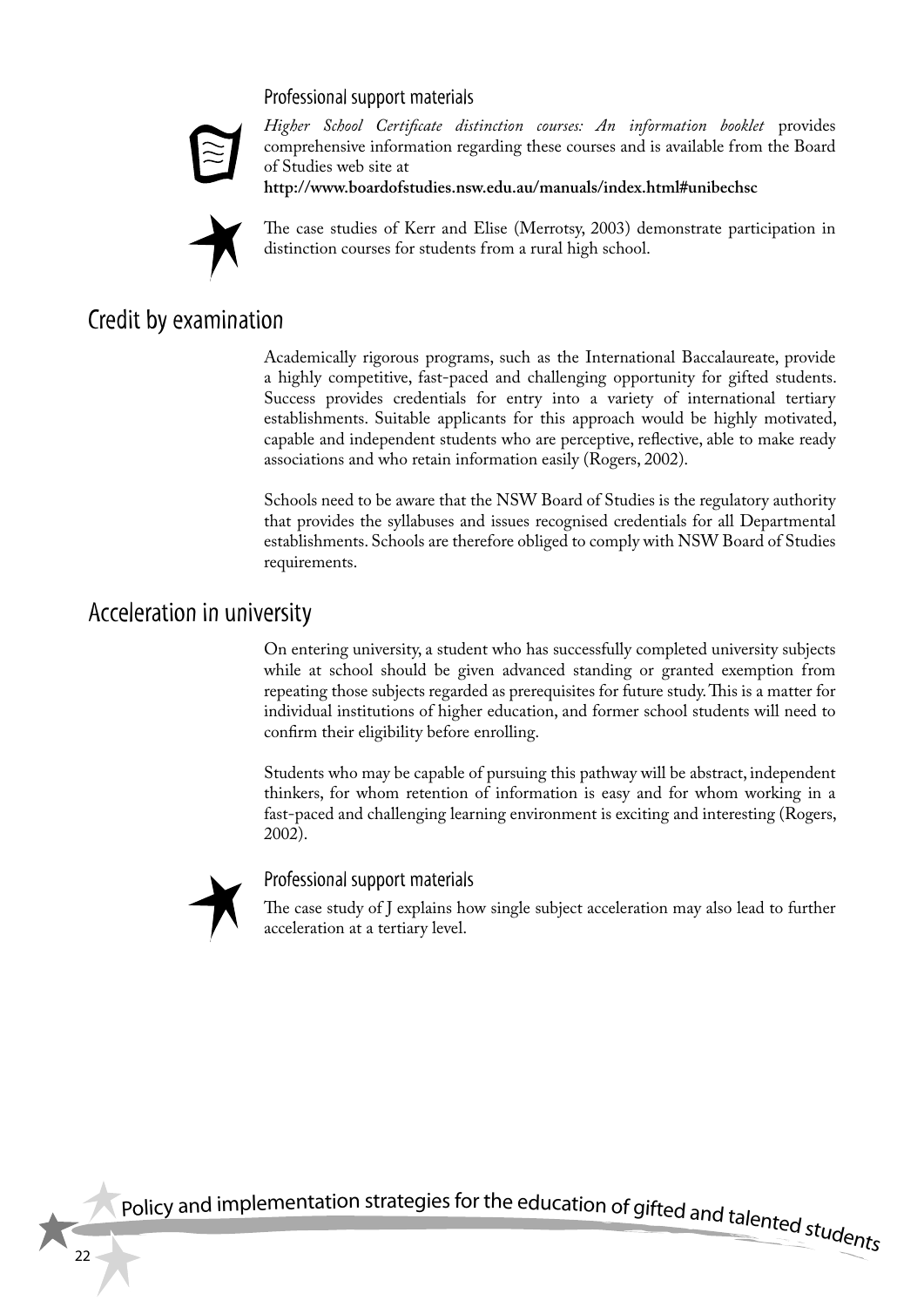### Professional support materials

*Higher School Certificate distinction courses: An information booklet* provides comprehensive information regarding these courses and is available from the Board of Studies web site at

**http://www.boardofstudies.nsw.edu.au/manuals/index.html#unibechsc**

The case studies of Kerr and Elise (Merrotsy, 2003) demonstrate participation in distinction courses for students from a rural high school.

## Credit by examination

Academically rigorous programs, such as the International Baccalaureate, provide a highly competitive, fast-paced and challenging opportunity for gifted students. Success provides credentials for entry into a variety of international tertiary establishments. Suitable applicants for this approach would be highly motivated, capable and independent students who are perceptive, reflective, able to make ready associations and who retain information easily (Rogers, 2002).

Schools need to be aware that the NSW Board of Studies is the regulatory authority that provides the syllabuses and issues recognised credentials for all Departmental establishments. Schools are therefore obliged to comply with NSW Board of Studies requirements.

## Acceleration in university

On entering university, a student who has successfully completed university subjects while at school should be given advanced standing or granted exemption from repeating those subjects regarded as prerequisites for future study. This is a matter for individual institutions of higher education, and former school students will need to confirm their eligibility before enrolling.

Students who may be capable of pursuing this pathway will be abstract, independent thinkers, for whom retention of information is easy and for whom working in a fast-paced and challenging learning environment is exciting and interesting (Rogers, 2002).

### Professional support materials

The case study of J explains how single subject acceleration may also lead to further acceleration at a tertiary level.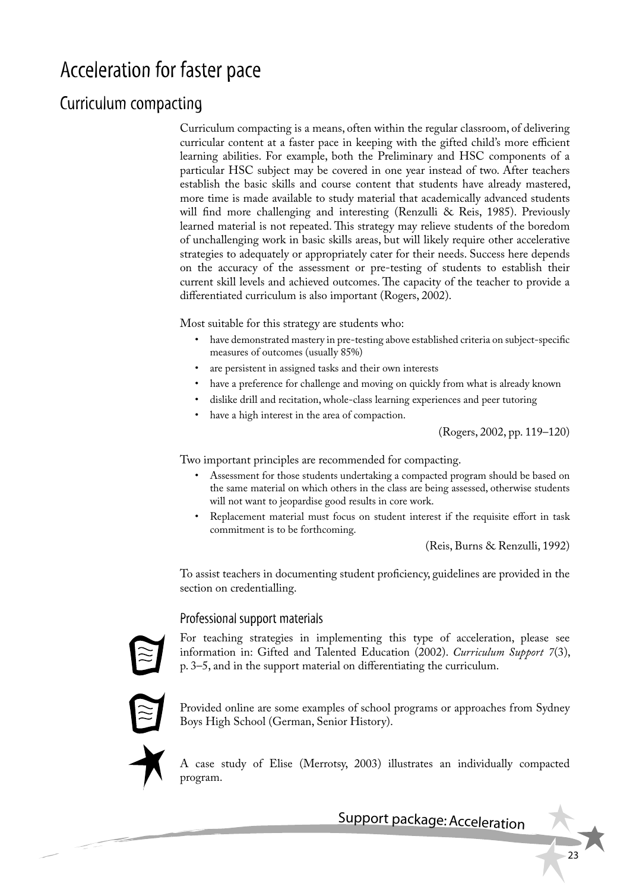# Acceleration for faster pace

## Curriculum compacting

Curriculum compacting is a means, often within the regular classroom, of delivering curricular content at a faster pace in keeping with the gifted child's more efficient learning abilities. For example, both the Preliminary and HSC components of a particular HSC subject may be covered in one year instead of two. After teachers establish the basic skills and course content that students have already mastered, more time is made available to study material that academically advanced students will find more challenging and interesting (Renzulli & Reis, 1985). Previously learned material is not repeated. This strategy may relieve students of the boredom of unchallenging work in basic skills areas, but will likely require other accelerative strategies to adequately or appropriately cater for their needs. Success here depends on the accuracy of the assessment or pre-testing of students to establish their current skill levels and achieved outcomes. The capacity of the teacher to provide a differentiated curriculum is also important (Rogers, 2002).

Most suitable for this strategy are students who:

- have demonstrated mastery in pre-testing above established criteria on subject-specific measures of outcomes (usually 85%)
- are persistent in assigned tasks and their own interests
- have a preference for challenge and moving on quickly from what is already known
- dislike drill and recitation, whole-class learning experiences and peer tutoring
- have a high interest in the area of compaction.

(Rogers, 2002, pp. 119–120)

Two important principles are recommended for compacting.

- Assessment for those students undertaking a compacted program should be based on the same material on which others in the class are being assessed, otherwise students will not want to jeopardise good results in core work.
- Replacement material must focus on student interest if the requisite effort in task commitment is to be forthcoming.

(Reis, Burns & Renzulli, 1992)

To assist teachers in documenting student proficiency, guidelines are provided in the section on credentialling.

### Professional support materials

For teaching strategies in implementing this type of acceleration, please see information in: Gifted and Talented Education (2002). *Curriculum Support 7*(3), p. 3–5, and in the support material on differentiating the curriculum.

Provided online are some examples of school programs or approaches from Sydney Boys High School (German, Senior History).

A case study of Elise (Merrotsy, 2003) illustrates an individually compacted program.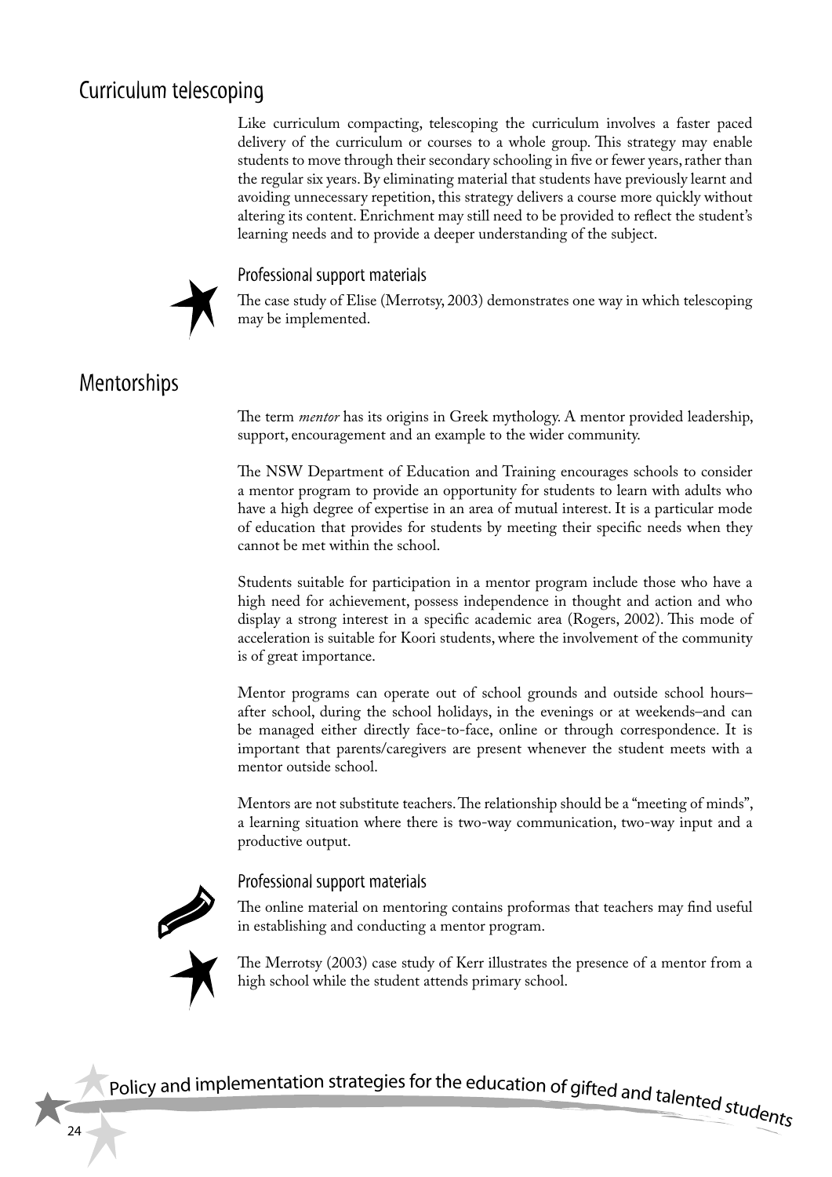## Curriculum telescoping

Like curriculum compacting, telescoping the curriculum involves a faster paced delivery of the curriculum or courses to a whole group. This strategy may enable students to move through their secondary schooling in five or fewer years, rather than the regular six years. By eliminating material that students have previously learnt and avoiding unnecessary repetition, this strategy delivers a course more quickly without altering its content. Enrichment may still need to be provided to reflect the student's learning needs and to provide a deeper understanding of the subject.

### Professional support materials

The case study of Elise (Merrotsy, 2003) demonstrates one way in which telescoping may be implemented.

## Mentorships

The term *mentor* has its origins in Greek mythology. A mentor provided leadership, support, encouragement and an example to the wider community.

The NSW Department of Education and Training encourages schools to consider a mentor program to provide an opportunity for students to learn with adults who have a high degree of expertise in an area of mutual interest. It is a particular mode of education that provides for students by meeting their specific needs when they cannot be met within the school.

Students suitable for participation in a mentor program include those who have a high need for achievement, possess independence in thought and action and who display a strong interest in a specific academic area (Rogers, 2002). This mode of acceleration is suitable for Koori students, where the involvement of the community is of great importance.

Mentor programs can operate out of school grounds and outside school hours– after school, during the school holidays, in the evenings or at weekends–and can be managed either directly face-to-face, online or through correspondence. It is important that parents/caregivers are present whenever the student meets with a mentor outside school.

Mentors are not substitute teachers. The relationship should be a "meeting of minds", a learning situation where there is two-way communication, two-way input and a productive output.

### Professional support materials

The online material on mentoring contains proformas that teachers may find useful in establishing and conducting a mentor program.

The Merrotsy (2003) case study of Kerr illustrates the presence of a mentor from a high school while the student attends primary school.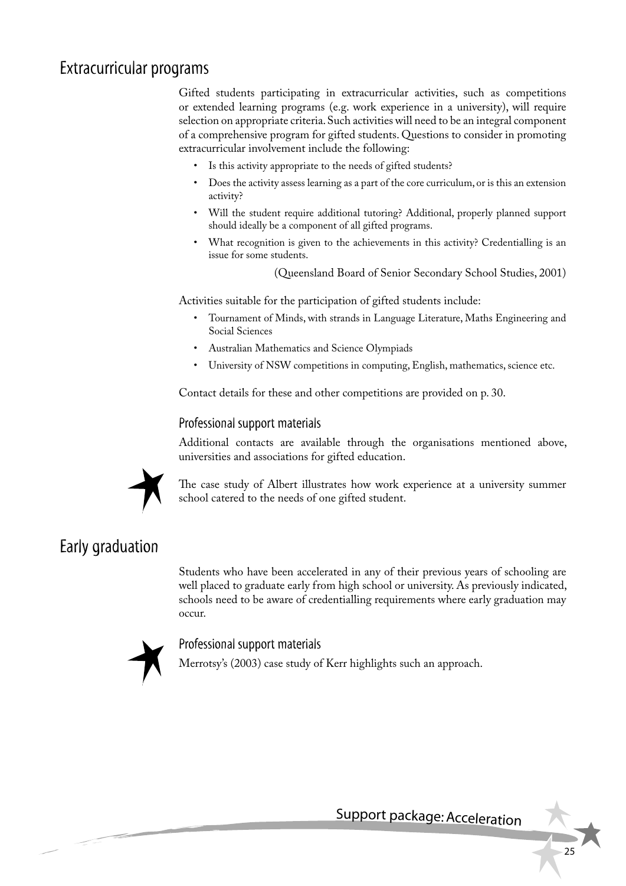## Extracurricular programs

Gifted students participating in extracurricular activities, such as competitions or extended learning programs (e.g. work experience in a university), will require selection on appropriate criteria. Such activities will need to be an integral component of a comprehensive program for gifted students. Questions to consider in promoting extracurricular involvement include the following:

- Is this activity appropriate to the needs of gifted students?
- Does the activity assess learning as a part of the core curriculum, or is this an extension activity?
- Will the student require additional tutoring? Additional, properly planned support should ideally be a component of all gifted programs.
- What recognition is given to the achievements in this activity? Credentialling is an issue for some students.

(Queensland Board of Senior Secondary School Studies, 2001)

Activities suitable for the participation of gifted students include:

- Tournament of Minds, with strands in Language Literature, Maths Engineering and Social Sciences
- Australian Mathematics and Science Olympiads
- University of NSW competitions in computing, English, mathematics, science etc.

Contact details for these and other competitions are provided on p. 30.

### Professional support materials

Additional contacts are available through the organisations mentioned above, universities and associations for gifted education.

The case study of Albert illustrates how work experience at a university summer school catered to the needs of one gifted student.

## Early graduation

Students who have been accelerated in any of their previous years of schooling are well placed to graduate early from high school or university. As previously indicated, schools need to be aware of credentialling requirements where early graduation may occur.

### Professional support materials

Merrotsy's (2003) case study of Kerr highlights such an approach.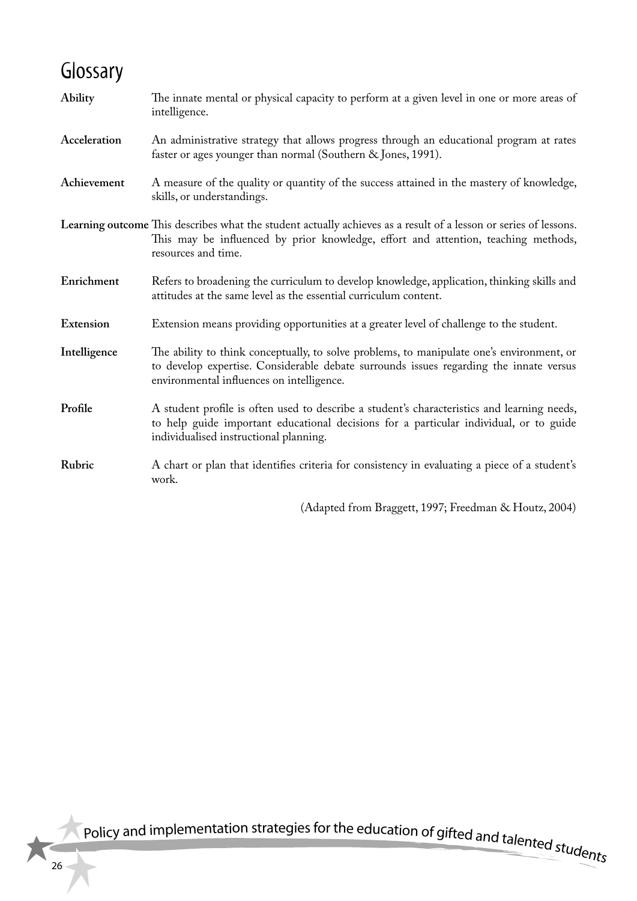# Glossary

**Ability** The innate mental or physical capacity to perform at a given level in one or more areas of intelligence.

**Acceleration** An administrative strategy that allows progress through an educational program at rates faster or ages younger than normal (Southern & Jones, 1991).

**Achievement** A measure of the quality or quantity of the success attained in the mastery of knowledge, skills, or understandings.

**Learning outcome** This describes what the student actually achieves as a result of a lesson or series of lessons. This may be influenced by prior knowledge, effort and attention, teaching methods, resources and time.

**Enrichment** Refers to broadening the curriculum to develop knowledge, application, thinking skills and attitudes at the same level as the essential curriculum content.

**Extension** Extension means providing opportunities at a greater level of challenge to the student.

**Intelligence** The ability to think conceptually, to solve problems, to manipulate one's environment, or to develop expertise. Considerable debate surrounds issues regarding the innate versus environmental influences on intelligence.

**Profile** A student profile is often used to describe a student's characteristics and learning needs, to help guide important educational decisions for a particular individual, or to guide individualised instructional planning.

**Rubric** A chart or plan that identifies criteria for consistency in evaluating a piece of a student's work.

(Adapted from Braggett, 1997; Freedman & Houtz, 2004)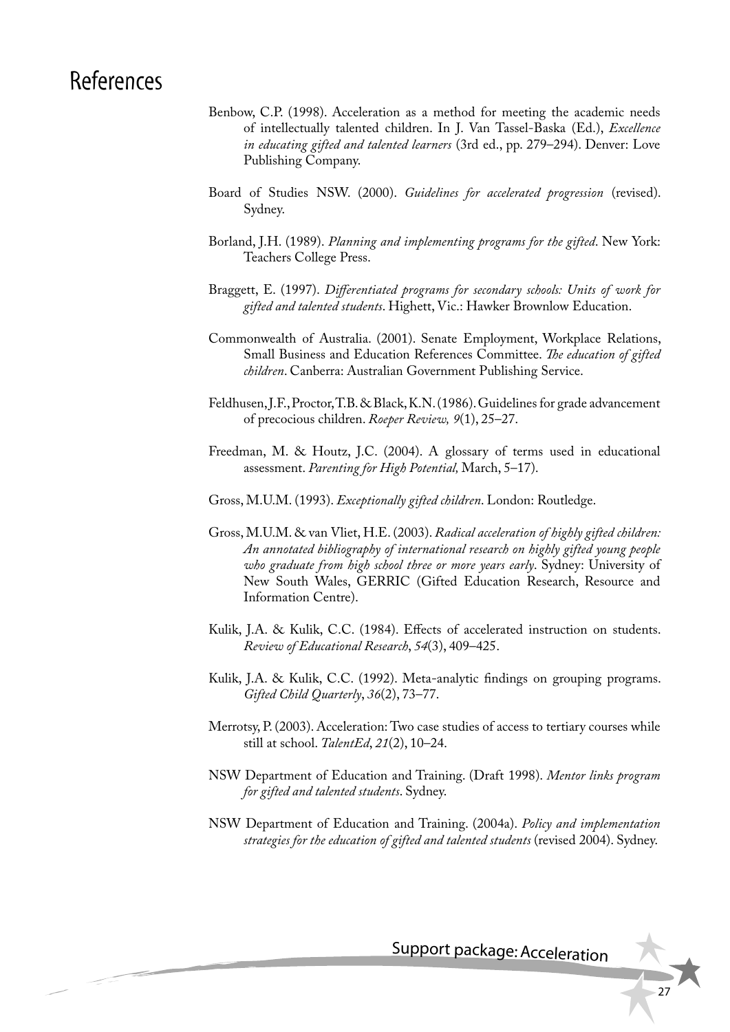# References

Benbow, C.P. (1998). Acceleration as a method for meeting the academic needs of intellectually talented children. In J. Van Tassel-Baska (Ed.), *Excellence in educating gifted and talented learners* (3rd ed., pp. 279–294). Denver: Love Publishing Company.

Board of Studies NSW. (2000). *Guidelines for accelerated progression* (revised). Sydney.

Borland, J.H. (1989). *Planning and implementing programs for the gifted*. New York: Teachers College Press.

Braggett, E. (1997). *Differentiated programs for secondary schools: Units of work for gifted and talented students*. Highett, Vic.: Hawker Brownlow Education.

Commonwealth of Australia. (2001). Senate Employment, Workplace Relations, Small Business and Education References Committee. *The education of gifted children*. Canberra: Australian Government Publishing Service.

Feldhusen, J.F., Proctor, T.B. & Black, K.N. (1986). Guidelines for grade advancement of precocious children. *Roeper Review, 9*(1), 25–27.

Freedman, M. & Houtz, J.C. (2004). A glossary of terms used in educational assessment. *Parenting for High Potential,* March, 5–17).

Gross, M.U.M. (1993). *Exceptionally gifted children*. London: Routledge.

Gross, M.U.M. & van Vliet, H.E. (2003). *Radical acceleration of highly gifted children: An annotated bibliography of international research on highly gifted young people who graduate from high school three or more years early*. Sydney: University of New South Wales, GERRIC (Gifted Education Research, Resource and Information Centre).

Kulik, J.A. & Kulik, C.C. (1984). Effects of accelerated instruction on students. *Review of Educational Research*, *54*(3), 409–425.

Kulik, J.A. & Kulik, C.C. (1992). Meta-analytic findings on grouping programs. *Gifted Child Quarterly*, *36*(2), 73–77.

Merrotsy, P. (2003). Acceleration: Two case studies of access to tertiary courses while still at school. *TalentEd*, *21*(2), 10–24.

NSW Department of Education and Training. (Draft 1998). *Mentor links program for gifted and talented students*. Sydney.

NSW Department of Education and Training. (2004a). *Policy and implementation strategies for the education of gifted and talented students* (revised 2004). Sydney.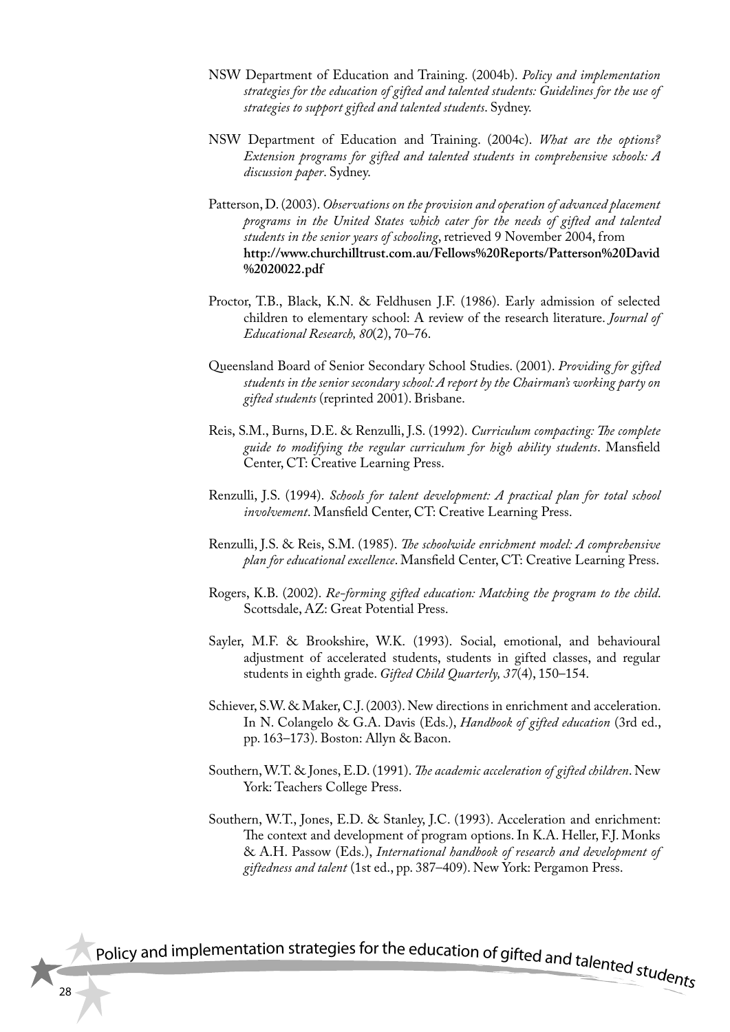NSW Department of Education and Training. (2004b). *Policy and implementation strategies for the education of gifted and talented students: Guidelines for the use of strategies to support gifted and talented students*. Sydney.

NSW Department of Education and Training. (2004c). *What are the options? Extension programs for gifted and talented students in comprehensive schools: A discussion paper*. Sydney.

Patterson, D. (2003). *Observations on the provision and operation of advanced placement programs in the United States which cater for the needs of gifted and talented students in the senior years of schooling*, retrieved 9 November 2004, from **http://www.churchilltrust.com.au/Fellows%20Reports/Patterson%20David%2020022.pdf**

Proctor, T.B., Black, K.N. & Feldhusen J.F. (1986). Early admission of selected children to elementary school: A review of the research literature. *Journal of Educational Research, 80*(2), 70–76.

Queensland Board of Senior Secondary School Studies. (2001). *Providing for gifted students in the senior secondary school: A report by the Chairman's working party on gifted students* (reprinted 2001). Brisbane.

Reis, S.M., Burns, D.E. & Renzulli, J.S. (1992). *Curriculum compacting: The complete guide to modifying the regular curriculum for high ability students*. Mansfield Center, CT: Creative Learning Press.

Renzulli, J.S. (1994). *Schools for talent development: A practical plan for total school involvement*. Mansfield Center, CT: Creative Learning Press.

Renzulli, J.S. & Reis, S.M. (1985). *The schoolwide enrichment model: A comprehensive plan for educational excellence*. Mansfield Center, CT: Creative Learning Press.

Rogers, K.B. (2002). *Re-forming gifted education: Matching the program to the child*. Scottsdale, AZ: Great Potential Press.

Sayler, M.F. & Brookshire, W.K. (1993). Social, emotional, and behavioural adjustment of accelerated students, students in gifted classes, and regular students in eighth grade. *Gifted Child Quarterly, 37*(4), 150–154.

Schiever, S.W. & Maker, C.J. (2003). New directions in enrichment and acceleration. In N. Colangelo & G.A. Davis (Eds.), *Handbook of gifted education* (3rd ed., pp. 163–173). Boston: Allyn & Bacon.

Southern, W.T. & Jones, E.D. (1991). *The academic acceleration of gifted children*. New York: Teachers College Press.

Southern, W.T., Jones, E.D. & Stanley, J.C. (1993). Acceleration and enrichment: The context and development of program options. In K.A. Heller, F.J. Monks & A.H. Passow (Eds.), *International handbook of research and development of giftedness and talent* (1st ed., pp. 387–409). New York: Pergamon Press.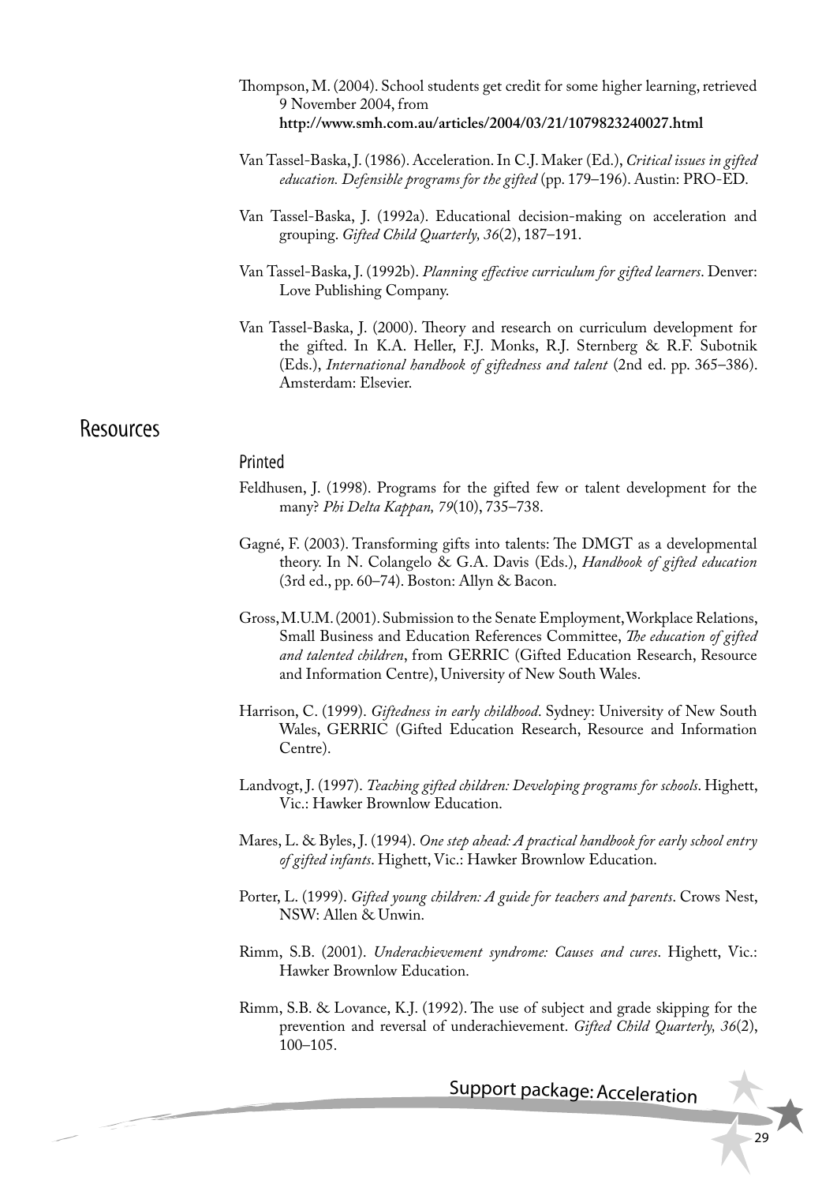Thompson, M. (2004). School students get credit for some higher learning, retrieved 9 November 2004, from **http://www.smh.com.au/articles/2004/03/21/1079823240027.html**

Van Tassel-Baska, J. (1986). Acceleration. In C.J. Maker (Ed.), *Critical issues in gifted education. Defensible programs for the gifted* (pp. 179–196). Austin: PRO-ED.

Van Tassel-Baska, J. (1992a). Educational decision-making on acceleration and grouping. *Gifted Child Quarterly, 36*(2), 187–191.

Van Tassel-Baska, J. (1992b). *Planning effective curriculum for gifted learners*. Denver: Love Publishing Company.

Van Tassel-Baska, J. (2000). Theory and research on curriculum development for the gifted. In K.A. Heller, F.J. Monks, R.J. Sternberg & R.F. Subotnik (Eds.), *International handbook of giftedness and talent* (2nd ed. pp. 365–386). Amsterdam: Elsevier.

## Resources

### Printed

Feldhusen, J. (1998). Programs for the gifted few or talent development for the many? *Phi Delta Kappan, 79*(10), 735–738.

Gagné, F. (2003). Transforming gifts into talents: The DMGT as a developmental theory. In N. Colangelo & G.A. Davis (Eds.), *Handbook of gifted education* (3rd ed., pp. 60–74). Boston: Allyn & Bacon.

Gross, M.U.M. (2001). Submission to the Senate Employment, Workplace Relations, Small Business and Education References Committee, *The education of gifted and talented children*, from GERRIC (Gifted Education Research, Resource and Information Centre), University of New South Wales.

Harrison, C. (1999). *Giftedness in early childhood*. Sydney: University of New South Wales, GERRIC (Gifted Education Research, Resource and Information Centre).

Landvogt, J. (1997). *Teaching gifted children: Developing programs for schools*. Highett, Vic.: Hawker Brownlow Education.

Mares, L. & Byles, J. (1994). *One step ahead: A practical handbook for early school entry of gifted infants*. Highett, Vic.: Hawker Brownlow Education.

Porter, L. (1999). *Gifted young children: A guide for teachers and parents*. Crows Nest, NSW: Allen & Unwin.

Rimm, S.B. (2001). *Underachievement syndrome: Causes and cures*. Highett, Vic.: Hawker Brownlow Education.

Rimm, S.B. & Lovance, K.J. (1992). The use of subject and grade skipping for the prevention and reversal of underachievement. *Gifted Child Quarterly, 36*(2), 100–105.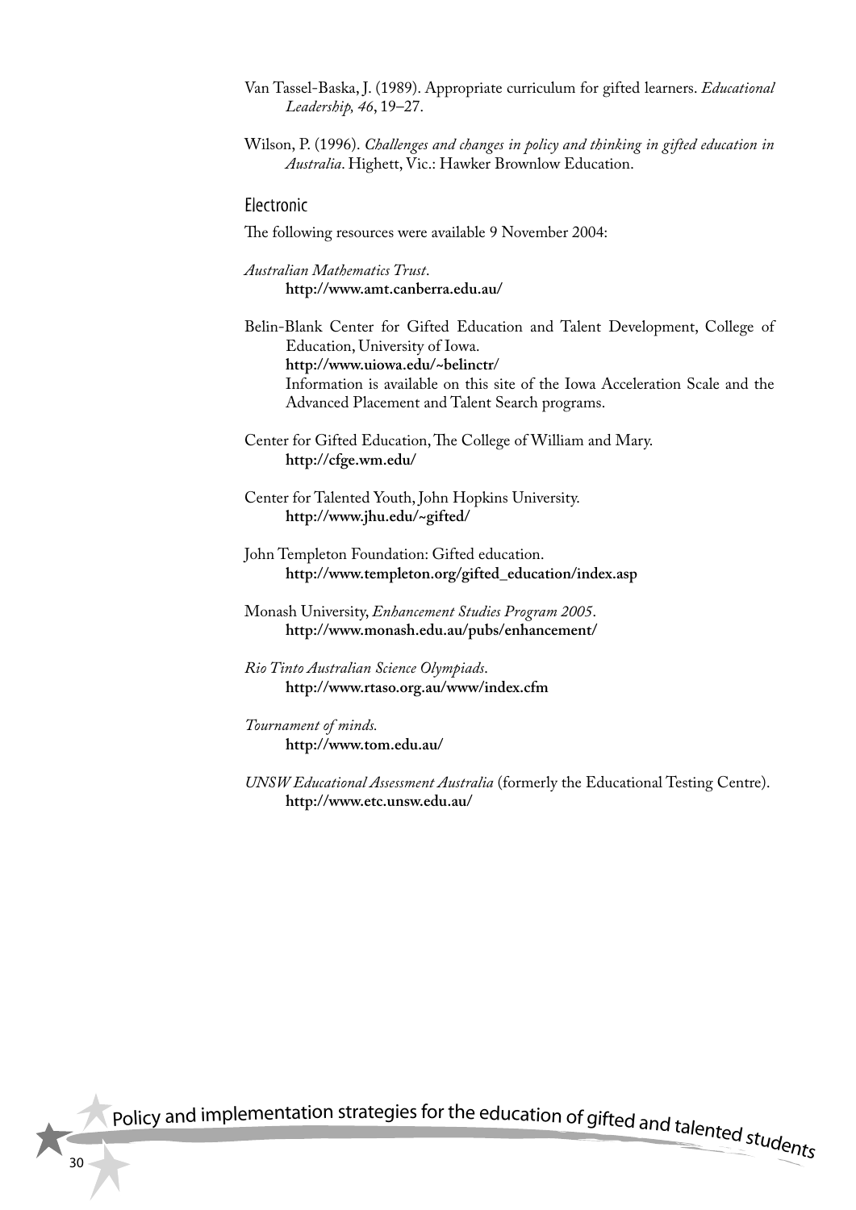Van Tassel-Baska, J. (1989). Appropriate curriculum for gifted learners. *Educational Leadership, 46*, 19–27.

Wilson, P. (1996). *Challenges and changes in policy and thinking in gifted education in Australia*. Highett, Vic.: Hawker Brownlow Education.

### Electronic

The following resources were available 9 November 2004:

*Australian Mathematics Trust*.
**http://www.amt.canberra.edu.au/**

Belin-Blank Center for Gifted Education and Talent Development, College of Education, University of Iowa.
**http://www.uiowa.edu/~belinctr/**
Information is available on this site of the Iowa Acceleration Scale and the Advanced Placement and Talent Search programs.

Center for Gifted Education, The College of William and Mary.
**http://cfge.wm.edu/**

Center for Talented Youth, John Hopkins University.
**http://www.jhu.edu/~gifted/**

John Templeton Foundation: Gifted education.
**http://www.templeton.org/gifted_education/index.asp**

Monash University, *Enhancement Studies Program 2005*.
**http://www.monash.edu.au/pubs/enhancement/**

*Rio Tinto Australian Science Olympiads*.
**http://www.rtaso.org.au/www/index.cfm**

*Tournament of minds.*
**http://www.tom.edu.au/**

*UNSW Educational Assessment Australia* (formerly the Educational Testing Centre).
**http://www.etc.unsw.edu.au/**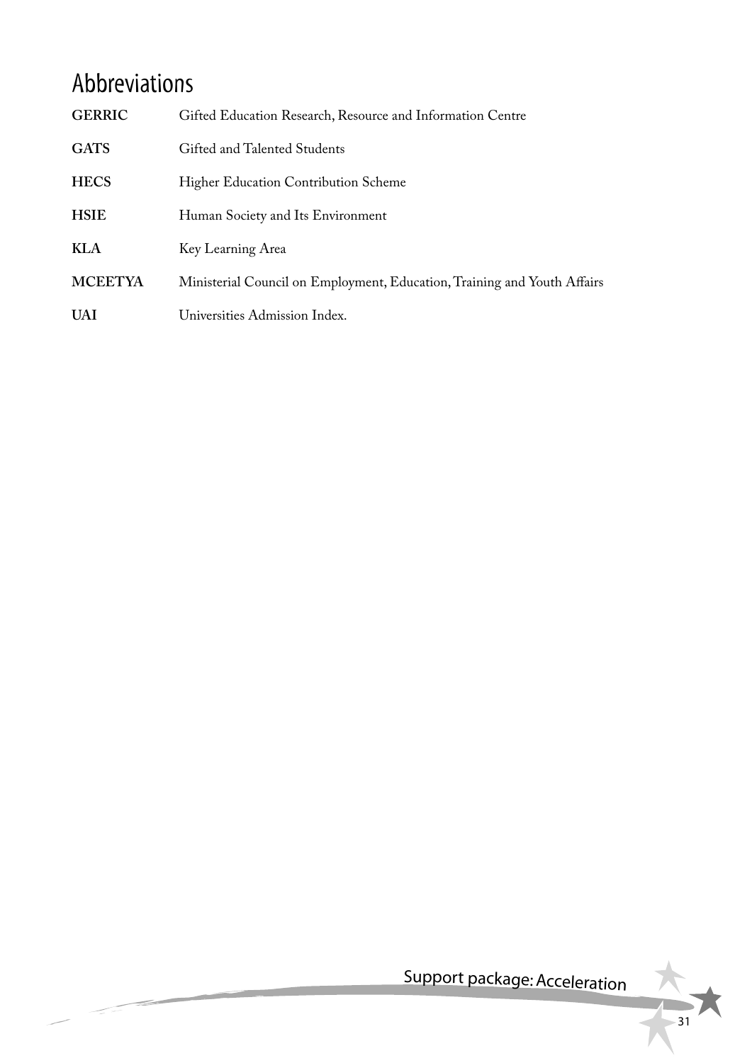# Abbreviations

| | |
|---|---|
| **GERRIC** | Gifted Education Research, Resource and Information Centre |
| **GATS** | Gifted and Talented Students |
| **HECS** | Higher Education Contribution Scheme |
| **HSIE** | Human Society and Its Environment |
| **KLA** | Key Learning Area |
| **MCEETYA** | Ministerial Council on Employment, Education, Training and Youth Affairs |
| **UAI** | Universities Admission Index. |